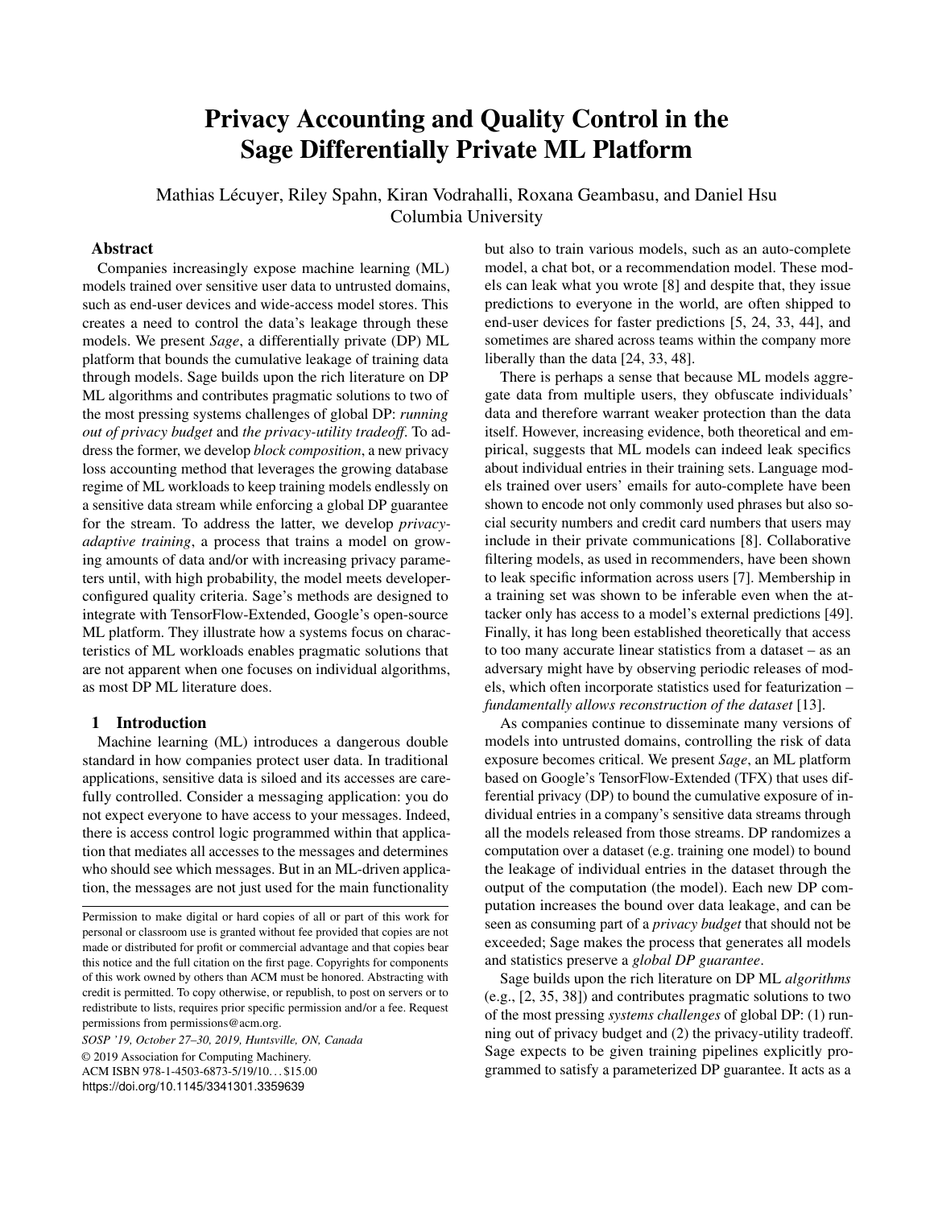# Privacy Accounting and Quality Control in the Sage Differentially Private ML Platform

Mathias Lécuyer, Riley Spahn, Kiran Vodrahalli, Roxana Geambasu, and Daniel Hsu
Columbia University

## Abstract

Companies increasingly expose machine learning (ML) models trained over sensitive user data to untrusted domains, such as end-user devices and wide-access model stores. This creates a need to control the data's leakage through these models. We present *Sage*, a differentially private (DP) ML platform that bounds the cumulative leakage of training data through models. Sage builds upon the rich literature on DP ML algorithms and contributes pragmatic solutions to two of the most pressing systems challenges of global DP: *running out of privacy budget* and *the privacy-utility tradeoff*. To address the former, we develop *block composition*, a new privacy loss accounting method that leverages the growing database regime of ML workloads to keep training models endlessly on a sensitive data stream while enforcing a global DP guarantee for the stream. To address the latter, we develop *privacy-adaptive training*, a process that trains a model on growing amounts of data and/or with increasing privacy parameters until, with high probability, the model meets developer-configured quality criteria. Sage's methods are designed to integrate with TensorFlow-Extended, Google's open-source ML platform. They illustrate how a systems focus on characteristics of ML workloads enables pragmatic solutions that are not apparent when one focuses on individual algorithms, as most DP ML literature does.

## 1 Introduction

Machine learning (ML) introduces a dangerous double standard in how companies protect user data. In traditional applications, sensitive data is siloed and its accesses are carefully controlled. Consider a messaging application: you do not expect everyone to have access to your messages. Indeed, there is access control logic programmed within that application that mediates all accesses to the messages and determines who should see which messages. But in an ML-driven application, the messages are not just used for the main functionality but also to train various models, such as an auto-complete model, a chat bot, or a recommendation model. These models can leak what you wrote [8] and despite that, they issue predictions to everyone in the world, are often shipped to end-user devices for faster predictions [5, 24, 33, 44], and sometimes are shared across teams within the company more liberally than the data [24, 33, 48].

There is perhaps a sense that because ML models aggregate data from multiple users, they obfuscate individuals' data and therefore warrant weaker protection than the data itself. However, increasing evidence, both theoretical and empirical, suggests that ML models can indeed leak specifics about individual entries in their training sets. Language models trained over users' emails for auto-complete have been shown to encode not only commonly used phrases but also social security numbers and credit card numbers that users may include in their private communications [8]. Collaborative filtering models, as used in recommenders, have been shown to leak specific information across users [7]. Membership in a training set was shown to be inferable even when the attacker only has access to a model's external predictions [49]. Finally, it has long been established theoretically that access to too many accurate linear statistics from a dataset – as an adversary might have by observing periodic releases of models, which often incorporate statistics used for featurization – *fundamentally allows reconstruction of the dataset* [13].

As companies continue to disseminate many versions of models into untrusted domains, controlling the risk of data exposure becomes critical. We present *Sage*, an ML platform based on Google's TensorFlow-Extended (TFX) that uses differential privacy (DP) to bound the cumulative exposure of individual entries in a company's sensitive data streams through all the models released from those streams. DP randomizes a computation over a dataset (e.g. training one model) to bound the leakage of individual entries in the dataset through the output of the computation (the model). Each new DP computation increases the bound over data leakage, and can be seen as consuming part of a *privacy budget* that should not be exceeded; Sage makes the process that generates all models and statistics preserve a *global DP guarantee*.

Sage builds upon the rich literature on DP ML *algorithms* (e.g., [2, 35, 38]) and contributes pragmatic solutions to two of the most pressing *systems challenges* of global DP: (1) running out of privacy budget and (2) the privacy-utility tradeoff. Sage expects to be given training pipelines explicitly programmed to satisfy a parameterized DP guarantee. It acts as a

---

Permission to make digital or hard copies of all or part of this work for personal or classroom use is granted without fee provided that copies are not made or distributed for profit or commercial advantage and that copies bear this notice and the full citation on the first page. Copyrights for components of this work owned by others than ACM must be honored. Abstracting with credit is permitted. To copy otherwise, or republish, to post on servers or to redistribute to lists, requires prior specific permission and/or a fee. Request permissions from permissions@acm.org.

*SOSP '19, October 27–30, 2019, Huntsville, ON, Canada*
© 2019 Association for Computing Machinery.
ACM ISBN 978-1-4503-6873-5/19/10...$15.00
https://doi.org/10.1145/3341301.3359639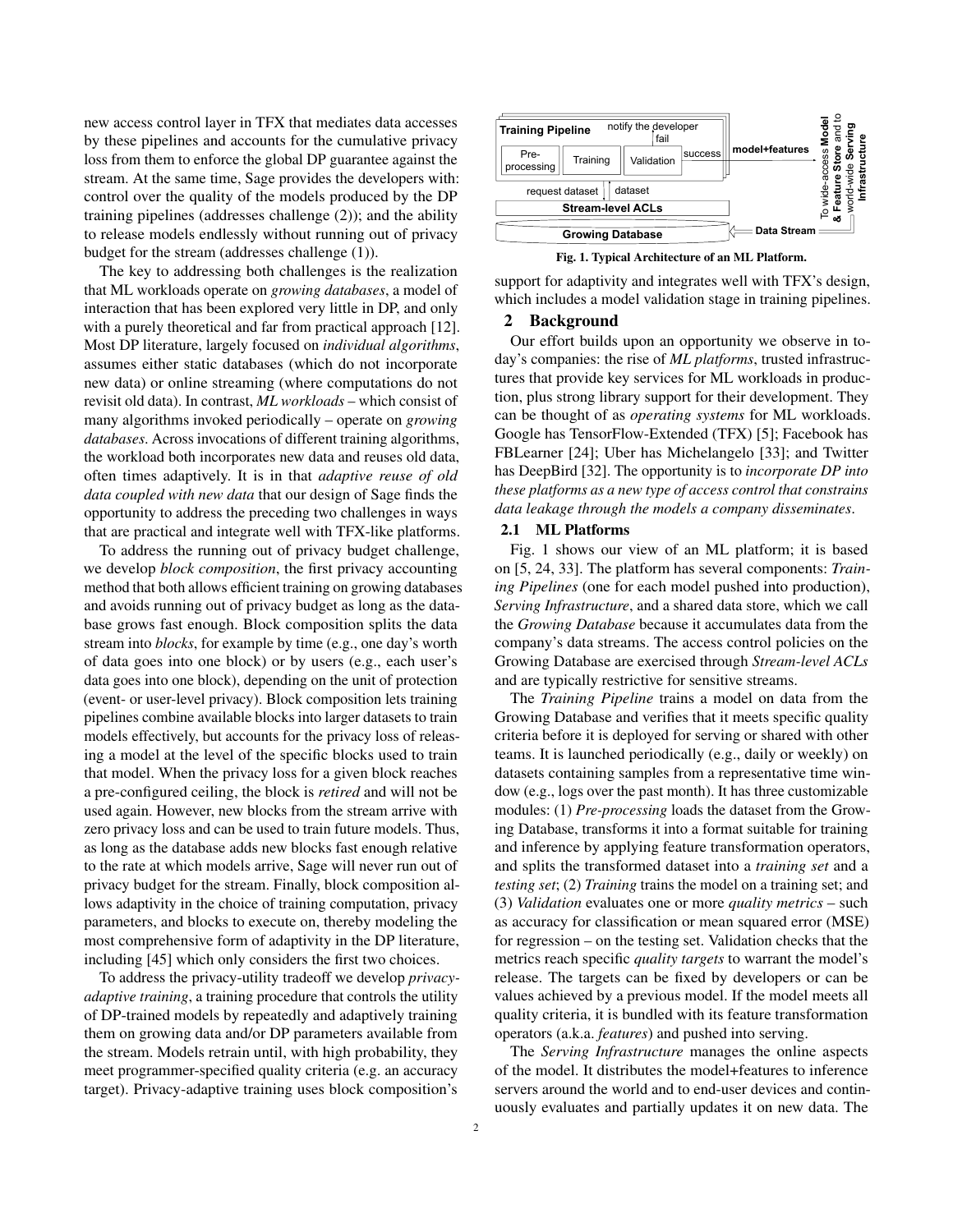new access control layer in TFX that mediates data accesses by these pipelines and accounts for the cumulative privacy loss from them to enforce the global DP guarantee against the stream. At the same time, Sage provides the developers with: control over the quality of the models produced by the DP training pipelines (addresses challenge (2)); and the ability to release models endlessly without running out of privacy budget for the stream (addresses challenge (1)).

The key to addressing both challenges is the realization that ML workloads operate on *growing databases*, a model of interaction that has been explored very little in DP, and only with a purely theoretical and far from practical approach [12]. Most DP literature, largely focused on *individual algorithms*, assumes either static databases (which do not incorporate new data) or online streaming (where computations do not revisit old data). In contrast, *ML workloads* – which consist of many algorithms invoked periodically – operate on *growing databases*. Across invocations of different training algorithms, the workload both incorporates new data and reuses old data, often times adaptively. It is in that *adaptive reuse of old data coupled with new data* that our design of Sage finds the opportunity to address the preceding two challenges in ways that are practical and integrate well with TFX-like platforms.

To address the running out of privacy budget challenge, we develop *block composition*, the first privacy accounting method that both allows efficient training on growing databases and avoids running out of privacy budget as long as the database grows fast enough. Block composition splits the data stream into *blocks*, for example by time (e.g., one day's worth of data goes into one block) or by users (e.g., each user's data goes into one block), depending on the unit of protection (event- or user-level privacy). Block composition lets training pipelines combine available blocks into larger datasets to train models effectively, but accounts for the privacy loss of releasing a model at the level of the specific blocks used to train that model. When the privacy loss for a given block reaches a pre-configured ceiling, the block is *retired* and will not be used again. However, new blocks from the stream arrive with zero privacy loss and can be used to train future models. Thus, as long as the database adds new blocks fast enough relative to the rate at which models arrive, Sage will never run out of privacy budget for the stream. Finally, block composition allows adaptivity in the choice of training computation, privacy parameters, and blocks to execute on, thereby modeling the most comprehensive form of adaptivity in the DP literature, including [45] which only considers the first two choices.

To address the privacy-utility tradeoff we develop *privacy-adaptive training*, a training procedure that controls the utility of DP-trained models by repeatedly and adaptively training them on growing data and/or DP parameters available from the stream. Models retrain until, with high probability, they meet programmer-specified quality criteria (e.g. an accuracy target). Privacy-adaptive training uses block composition's support for adaptivity and integrates well with TFX's design, which includes a model validation stage in training pipelines.

Training Pipeline | notify the developer | fail | Pre-processing | Training | Validation | success | model+features | To wide-access **Model & Feature Store** and to world-wide **Serving Infrastructure** | request dataset | dataset | Stream-level ACLs | Growing Database | Data Stream

**Fig. 1. Typical Architecture of an ML Platform.**

## 2 Background

Our effort builds upon an opportunity we observe in today's companies: the rise of *ML platforms*, trusted infrastructures that provide key services for ML workloads in production, plus strong library support for their development. They can be thought of as *operating systems* for ML workloads. Google has TensorFlow-Extended (TFX) [5]; Facebook has FBLearner [24]; Uber has Michelangelo [33]; and Twitter has DeepBird [32]. The opportunity is to *incorporate DP into these platforms as a new type of access control that constrains data leakage through the models a company disseminates*.

### 2.1 ML Platforms

Fig. 1 shows our view of an ML platform; it is based on [5, 24, 33]. The platform has several components: *Training Pipelines* (one for each model pushed into production), *Serving Infrastructure*, and a shared data store, which we call the *Growing Database* because it accumulates data from the company's data streams. The access control policies on the Growing Database are exercised through *Stream-level ACLs* and are typically restrictive for sensitive streams.

The *Training Pipeline* trains a model on data from the Growing Database and verifies that it meets specific quality criteria before it is deployed for serving or shared with other teams. It is launched periodically (e.g., daily or weekly) on datasets containing samples from a representative time window (e.g., logs over the past month). It has three customizable modules: (1) *Pre-processing* loads the dataset from the Growing Database, transforms it into a format suitable for training and inference by applying feature transformation operators, and splits the transformed dataset into a *training set* and a *testing set*; (2) *Training* trains the model on a training set; and (3) *Validation* evaluates one or more *quality metrics* – such as accuracy for classification or mean squared error (MSE) for regression – on the testing set. Validation checks that the metrics reach specific *quality targets* to warrant the model's release. The targets can be fixed by developers or can be values achieved by a previous model. If the model meets all quality criteria, it is bundled with its feature transformation operators (a.k.a. *features*) and pushed into serving.

The *Serving Infrastructure* manages the online aspects of the model. It distributes the model+features to inference servers around the world and to end-user devices and continuously evaluates and partially updates it on new data. The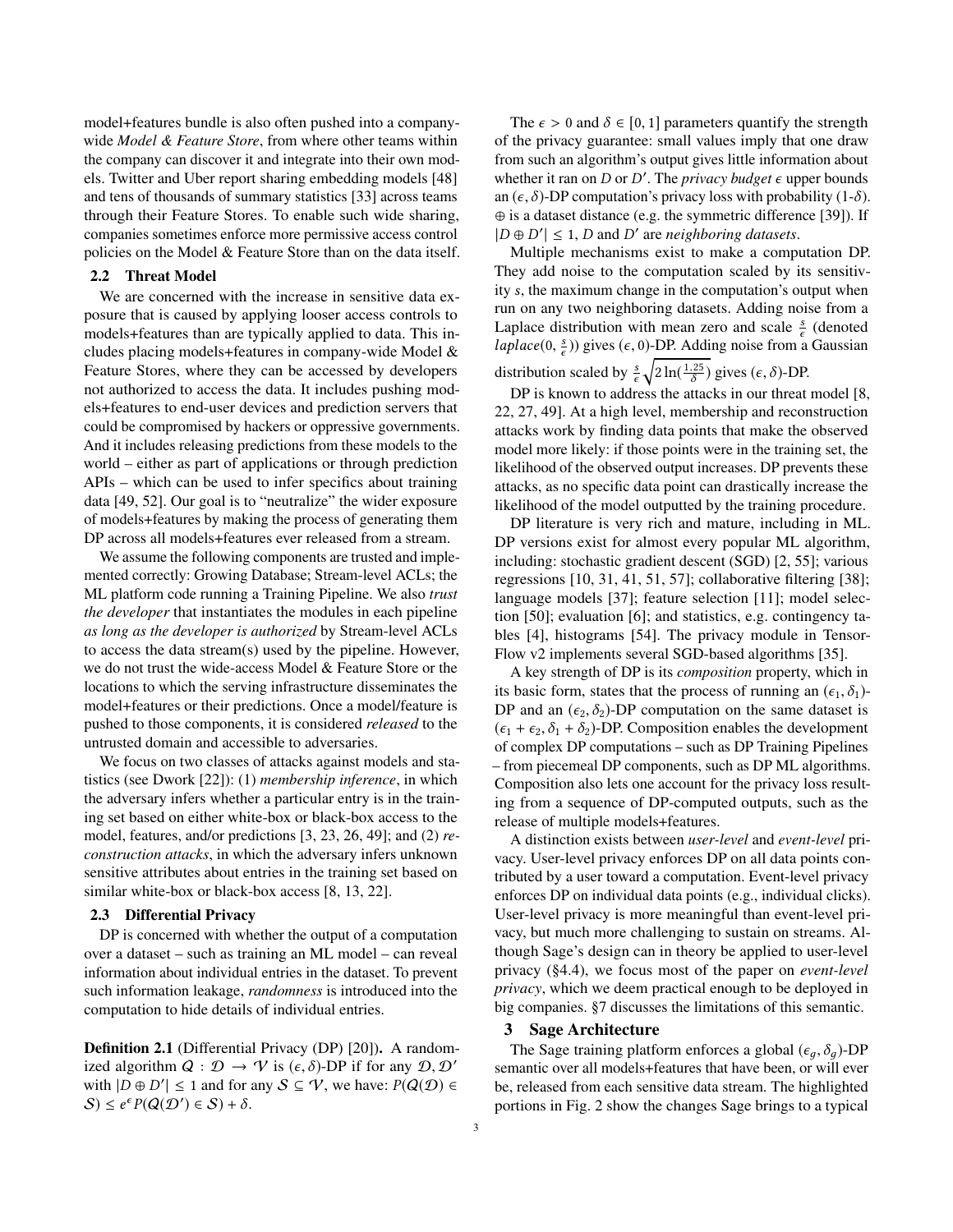model+features bundle is also often pushed into a company-wide *Model & Feature Store*, from where other teams within the company can discover it and integrate into their own models. Twitter and Uber report sharing embedding models [48] and tens of thousands of summary statistics [33] across teams through their Feature Stores. To enable such wide sharing, companies sometimes enforce more permissive access control policies on the Model & Feature Store than on the data itself.

## 2.2 Threat Model

We are concerned with the increase in sensitive data exposure that is caused by applying looser access controls to models+features than are typically applied to data. This includes placing models+features in company-wide Model & Feature Stores, where they can be accessed by developers not authorized to access the data. It includes pushing models+features to end-user devices and prediction servers that could be compromised by hackers or oppressive governments. And it includes releasing predictions from these models to the world – either as part of applications or through prediction APIs – which can be used to infer specifics about training data [49, 52]. Our goal is to "neutralize" the wider exposure of models+features by making the process of generating them DP across all models+features ever released from a stream.

We assume the following components are trusted and implemented correctly: Growing Database; Stream-level ACLs; the ML platform code running a Training Pipeline. We also *trust the developer* that instantiates the modules in each pipeline *as long as the developer is authorized* by Stream-level ACLs to access the data stream(s) used by the pipeline. However, we do not trust the wide-access Model & Feature Store or the locations to which the serving infrastructure disseminates the model+features or their predictions. Once a model/feature is pushed to those components, it is considered *released* to the untrusted domain and accessible to adversaries.

We focus on two classes of attacks against models and statistics (see Dwork [22]): (1) *membership inference*, in which the adversary infers whether a particular entry is in the training set based on either white-box or black-box access to the model, features, and/or predictions [3, 23, 26, 49]; and (2) *reconstruction attacks*, in which the adversary infers unknown sensitive attributes about entries in the training set based on similar white-box or black-box access [8, 13, 22].

## 2.3 Differential Privacy

DP is concerned with whether the output of a computation over a dataset – such as training an ML model – can reveal information about individual entries in the dataset. To prevent such information leakage, *randomness* is introduced into the computation to hide details of individual entries.

**Definition 2.1** (Differential Privacy (DP) [20])**.** A randomized algorithm $\mathcal{Q} : \mathcal{D} \to \mathcal{V}$ is $(\epsilon, \delta)$-DP if for any $\mathcal{D}, \mathcal{D}'$ with $|D \oplus D'| \leq 1$ and for any $\mathcal{S} \subseteq \mathcal{V}$, we have: $P(\mathcal{Q}(\mathcal{D}) \in \mathcal{S}) \leq e^{\epsilon} P(\mathcal{Q}(\mathcal{D}') \in \mathcal{S}) + \delta$.

The $\epsilon > 0$ and $\delta \in [0, 1]$ parameters quantify the strength of the privacy guarantee: small values imply that one draw from such an algorithm's output gives little information about whether it ran on $D$ or $D'$. The *privacy budget* $\epsilon$ upper bounds an $(\epsilon, \delta)$-DP computation's privacy loss with probability (1-$\delta$). $\oplus$ is a dataset distance (e.g. the symmetric difference [39]). If $|D \oplus D'| \leq 1$, $D$ and $D'$ are *neighboring datasets*.

Multiple mechanisms exist to make a computation DP. They add noise to the computation scaled by its sensitivity $s$, the maximum change in the computation's output when run on any two neighboring datasets. Adding noise from a Laplace distribution with mean zero and scale $\frac{s}{\epsilon}$ (denoted $laplace(0, \frac{s}{\epsilon})$) gives $(\epsilon, 0)$-DP. Adding noise from a Gaussian distribution scaled by $\frac{s}{\epsilon}\sqrt{2\ln(\frac{1.25}{\delta})}$ gives $(\epsilon, \delta)$-DP.

DP is known to address the attacks in our threat model [8, 22, 27, 49]. At a high level, membership and reconstruction attacks work by finding data points that make the observed model more likely: if those points were in the training set, the likelihood of the observed output increases. DP prevents these attacks, as no specific data point can drastically increase the likelihood of the model outputted by the training procedure.

DP literature is very rich and mature, including in ML. DP versions exist for almost every popular ML algorithm, including: stochastic gradient descent (SGD) [2, 55]; various regressions [10, 31, 41, 51, 57]; collaborative filtering [38]; language models [37]; feature selection [11]; model selection [50]; evaluation [6]; and statistics, e.g. contingency tables [4], histograms [54]. The privacy module in TensorFlow v2 implements several SGD-based algorithms [35].

A key strength of DP is its *composition* property, which in its basic form, states that the process of running an $(\epsilon_1, \delta_1)$-DP and an $(\epsilon_2, \delta_2)$-DP computation on the same dataset is $(\epsilon_1 + \epsilon_2, \delta_1 + \delta_2)$-DP. Composition enables the development of complex DP computations – such as DP Training Pipelines – from piecemeal DP components, such as DP ML algorithms. Composition also lets one account for the privacy loss resulting from a sequence of DP-computed outputs, such as the release of multiple models+features.

A distinction exists between *user-level* and *event-level* privacy. User-level privacy enforces DP on all data points contributed by a user toward a computation. Event-level privacy enforces DP on individual data points (e.g., individual clicks). User-level privacy is more meaningful than event-level privacy, but much more challenging to sustain on streams. Although Sage's design can in theory be applied to user-level privacy (§4.4), we focus most of the paper on *event-level privacy*, which we deem practical enough to be deployed in big companies. §7 discusses the limitations of this semantic.

# 3 Sage Architecture

The Sage training platform enforces a global $(\epsilon_g, \delta_g)$-DP semantic over all models+features that have been, or will ever be, released from each sensitive data stream. The highlighted portions in Fig. 2 show the changes Sage brings to a typical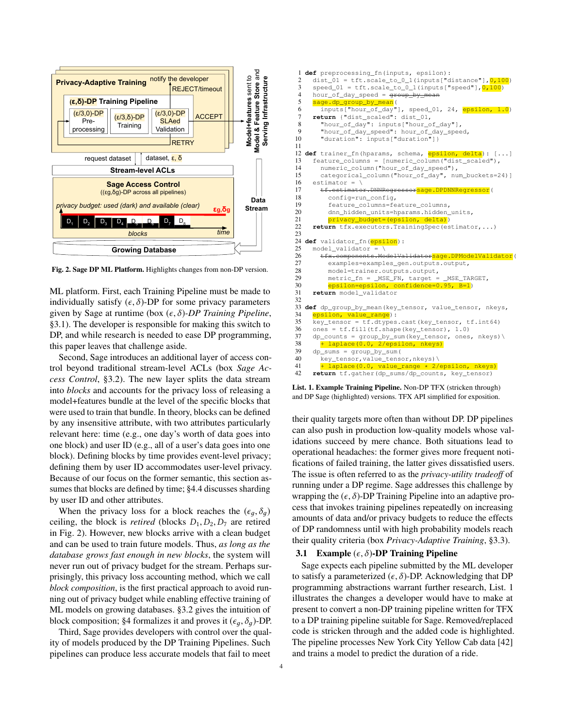Fig. 2. **Sage DP ML Platform.** Highlights changes from non-DP version.

ML platform. First, each Training Pipeline must be made to individually satisfy $(\epsilon, \delta)$-DP for some privacy parameters given by Sage at runtime (box $(\epsilon, \delta)$*-DP Training Pipeline*, §3.1). The developer is responsible for making this switch to DP, and while research is needed to ease DP programming, this paper leaves that challenge aside.

Second, Sage introduces an additional layer of access control beyond traditional stream-level ACLs (box *Sage Access Control*, §3.2). The new layer splits the data stream into *blocks* and accounts for the privacy loss of releasing a model+features bundle at the level of the specific blocks that were used to train that bundle. In theory, blocks can be defined by any insensitive attribute, with two attributes particularly relevant here: time (e.g., one day's worth of data goes into one block) and user ID (e.g., all of a user's data goes into one block). Defining blocks by time provides event-level privacy; defining them by user ID accommodates user-level privacy. Because of our focus on the former semantic, this section assumes that blocks are defined by time; §4.4 discusses sharding by user ID and other attributes.

When the privacy loss for a block reaches the $(\epsilon_g, \delta_g)$ ceiling, the block is *retired* (blocks $D_1, D_2, D_7$ are retired in Fig. 2). However, new blocks arrive with a clean budget and can be used to train future models. Thus, *as long as the database grows fast enough in new blocks*, the system will never run out of privacy budget for the stream. Perhaps surprisingly, this privacy loss accounting method, which we call *block composition*, is the first practical approach to avoid running out of privacy budget while enabling effective training of ML models on growing databases. §3.2 gives the intuition of block composition; §4 formalizes it and proves it $(\epsilon_g, \delta_g)$-DP.

Third, Sage provides developers with control over the quality of models produced by the DP Training Pipelines. Such pipelines can produce less accurate models that fail to meet their quality targets more often than without DP. DP pipelines can also push in production low-quality models whose validations succeed by mere chance. Both situations lead to operational headaches: the former gives more frequent notifications of failed training, the latter gives dissatisfied users. The issue is often referred to as the *privacy-utility tradeoff* of running under a DP regime. Sage addresses this challenge by wrapping the $(\epsilon, \delta)$-DP Training Pipeline into an adaptive process that invokes training pipelines repeatedly on increasing amounts of data and/or privacy budgets to reduce the effects of DP randomness until with high probability models reach their quality criteria (box *Privacy-Adaptive Training*, §3.3).

```
1  def preprocessing_fn(inputs, epsilon):
2    dist_01 = tft.scale_to_0_1(inputs["distance"],0,100)
3    speed_01 = tft.scale_to_0_1(inputs["speed"],0,100)
4    hour_of_day_speed = group_by_mean
5    sage.dp_group_by_mean(
6      inputs["hour_of_day"], speed_01, 24, epsilon, 1.0)
7    return {"dist_scaled": dist_01,
8      "hour_of_day": inputs["hour_of_day"],
9      "hour_of_day_speed": hour_of_day_speed,
10     "duration": inputs["duration"]}
11
12 def trainer_fn(hparams, schema, epsilon, delta): [...]
13   feature_columns = [numeric_column("dist_scaled"),
14     numeric_column("hour_of_day_speed"),
15     categorical_column("hour_of_day", num_buckets=24)]
16   estimator = \
17     tf.estimator.DNNRegressorsage.DPDNNRegressor(
18       config=run_config,
19       feature_columns=feature_columns,
20       dnn_hidden_units=hparams.hidden_units,
21       privacy_budget=(epsilon, delta))
22   return tfx.executors.TrainingSpec(estimator,...)
23
24 def validator_fn(epsilon):
25   model_validator = \
26     tfx.components.ModelValidatorsage.DPModelValidator(
27       examples=examples_gen.outputs.output,
28       model=trainer.outputs.output,
29       metric_fn = _MSE_FN, target = _MSE_TARGET,
30       epsilon=epsilon, confidence=0.95, B=1)
31   return model_validator
32
33 def dp_group_by_mean(key_tensor, value_tensor, nkeys,
34   epsilon, value_range):
35   key_tensor = tf.dtypes.cast(key_tensor, tf.int64)
36   ones = tf.fill(tf.shape(key_tensor), 1.0)
37   dp_counts = group_by_sum(key_tensor, ones, nkeys)\
38     + laplace(0.0, 2/epsilon, nkeys)
39   dp_sums = group_by_sum(
40     key_tensor,value_tensor,nkeys)\
41     + laplace(0.0, value_range * 2/epsilon, nkeys)
42   return tf.gather(dp_sums/dp_counts, key_tensor)
```

**List. 1. Example Training Pipeline.** Non-DP TFX (stricken through) and DP Sage (highlighted) versions. TFX API simplified for exposition.

### 3.1 Example $(\epsilon, \delta)$-DP Training Pipeline

Sage expects each pipeline submitted by the ML developer to satisfy a parameterized $(\epsilon, \delta)$-DP. Acknowledging that DP programming abstractions warrant further research, List. 1 illustrates the changes a developer would have to make at present to convert a non-DP training pipeline written for TFX to a DP training pipeline suitable for Sage. Removed/replaced code is stricken through and the added code is highlighted. The pipeline processes New York City Yellow Cab data [42] and trains a model to predict the duration of a ride.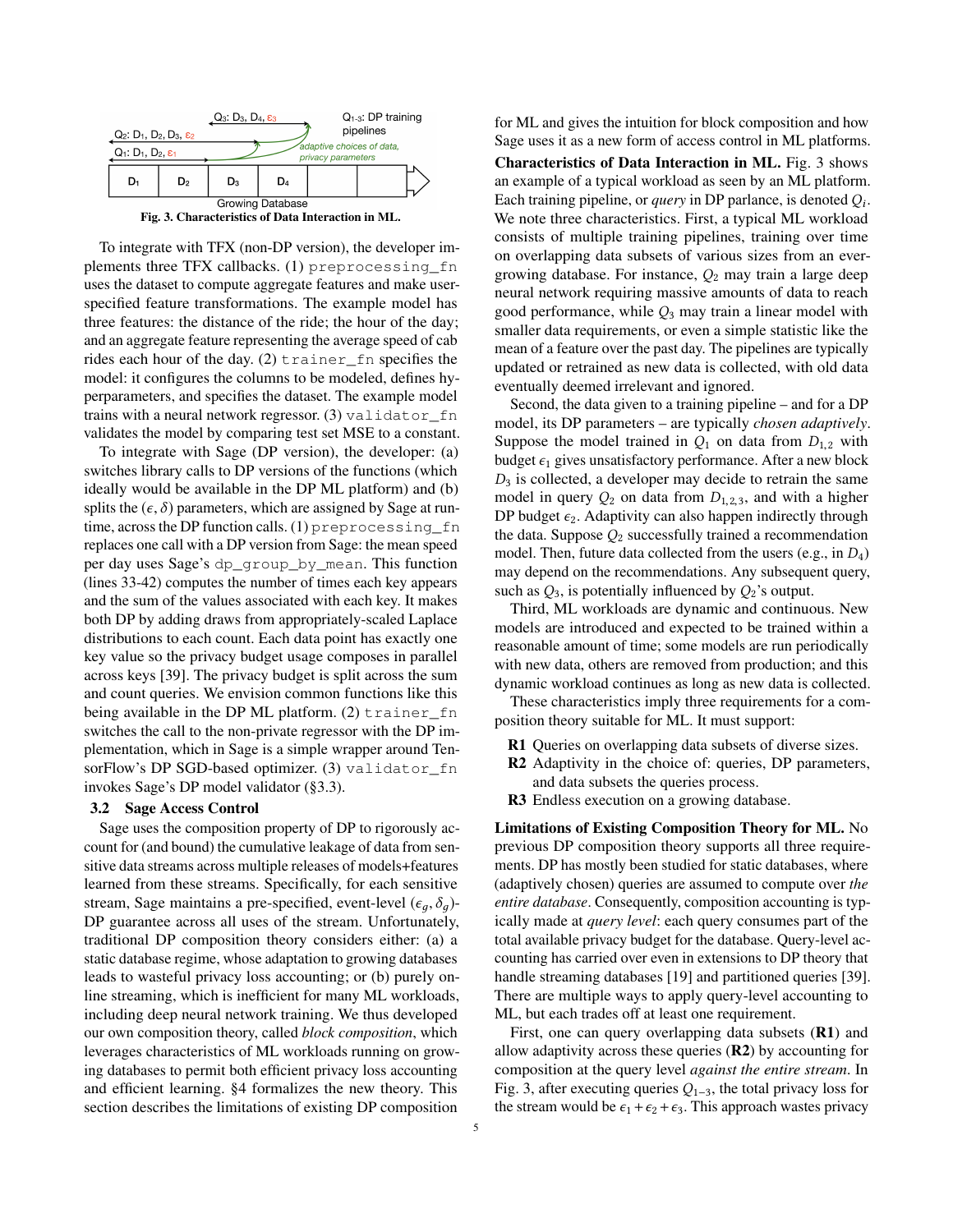Fig. 3. Characteristics of Data Interaction in ML.

To integrate with TFX (non-DP version), the developer implements three TFX callbacks. (1) `preprocessing_fn` uses the dataset to compute aggregate features and make user-specified feature transformations. The example model has three features: the distance of the ride; the hour of the day; and an aggregate feature representing the average speed of cab rides each hour of the day. (2) `trainer_fn` specifies the model: it configures the columns to be modeled, defines hyperparameters, and specifies the dataset. The example model trains with a neural network regressor. (3) `validator_fn` validates the model by comparing test set MSE to a constant.

To integrate with Sage (DP version), the developer: (a) switches library calls to DP versions of the functions (which ideally would be available in the DP ML platform) and (b) splits the $(\epsilon, \delta)$ parameters, which are assigned by Sage at runtime, across the DP function calls. (1) `preprocessing_fn` replaces one call with a DP version from Sage: the mean speed per day uses Sage's `dp_group_by_mean`. This function (lines 33-42) computes the number of times each key appears and the sum of the values associated with each key. It makes both DP by adding draws from appropriately-scaled Laplace distributions to each count. Each data point has exactly one key value so the privacy budget usage composes in parallel across keys [39]. The privacy budget is split across the sum and count queries. We envision common functions like this being available in the DP ML platform. (2) `trainer_fn` switches the call to the non-private regressor with the DP implementation, which in Sage is a simple wrapper around TensorFlow's DP SGD-based optimizer. (3) `validator_fn` invokes Sage's DP model validator (§3.3).

### 3.2 Sage Access Control

Sage uses the composition property of DP to rigorously account for (and bound) the cumulative leakage of data from sensitive data streams across multiple releases of models+features learned from these streams. Specifically, for each sensitive stream, Sage maintains a pre-specified, event-level $(\epsilon_g, \delta_g)$-DP guarantee across all uses of the stream. Unfortunately, traditional DP composition theory considers either: (a) a static database regime, whose adaptation to growing databases leads to wasteful privacy loss accounting; or (b) purely online streaming, which is inefficient for many ML workloads, including deep neural network training. We thus developed our own composition theory, called *block composition*, which leverages characteristics of ML workloads running on growing databases to permit both efficient privacy loss accounting and efficient learning. §4 formalizes the new theory. This section describes the limitations of existing DP composition for ML and gives the intuition for block composition and how Sage uses it as a new form of access control in ML platforms.

**Characteristics of Data Interaction in ML.** Fig. 3 shows an example of a typical workload as seen by an ML platform. Each training pipeline, or *query* in DP parlance, is denoted $Q_i$. We note three characteristics. First, a typical ML workload consists of multiple training pipelines, training over time on overlapping data subsets of various sizes from an ever-growing database. For instance, $Q_2$ may train a large deep neural network requiring massive amounts of data to reach good performance, while $Q_3$ may train a linear model with smaller data requirements, or even a simple statistic like the mean of a feature over the past day. The pipelines are typically updated or retrained as new data is collected, with old data eventually deemed irrelevant and ignored.

Second, the data given to a training pipeline – and for a DP model, its DP parameters – are typically *chosen adaptively*. Suppose the model trained in $Q_1$ on data from $D_{1,2}$ with budget $\epsilon_1$ gives unsatisfactory performance. After a new block $D_3$ is collected, a developer may decide to retrain the same model in query $Q_2$ on data from $D_{1,2,3}$, and with a higher DP budget $\epsilon_2$. Adaptivity can also happen indirectly through the data. Suppose $Q_2$ successfully trained a recommendation model. Then, future data collected from the users (e.g., in $D_4$) may depend on the recommendations. Any subsequent query, such as $Q_3$, is potentially influenced by $Q_2$'s output.

Third, ML workloads are dynamic and continuous. New models are introduced and expected to be trained within a reasonable amount of time; some models are run periodically with new data, others are removed from production; and this dynamic workload continues as long as new data is collected.

These characteristics imply three requirements for a composition theory suitable for ML. It must support:

- **R1** Queries on overlapping data subsets of diverse sizes.
- **R2** Adaptivity in the choice of: queries, DP parameters, and data subsets the queries process.
- **R3** Endless execution on a growing database.

**Limitations of Existing Composition Theory for ML.** No previous DP composition theory supports all three requirements. DP has mostly been studied for static databases, where (adaptively chosen) queries are assumed to compute over *the entire database*. Consequently, composition accounting is typically made at *query level*: each query consumes part of the total available privacy budget for the database. Query-level accounting has carried over even in extensions to DP theory that handle streaming databases [19] and partitioned queries [39]. There are multiple ways to apply query-level accounting to ML, but each trades off at least one requirement.

First, one can query overlapping data subsets (**R1**) and allow adaptivity across these queries (**R2**) by accounting for composition at the query level *against the entire stream*. In Fig. 3, after executing queries $Q_{1-3}$, the total privacy loss for the stream would be $\epsilon_1 + \epsilon_2 + \epsilon_3$. This approach wastes privacy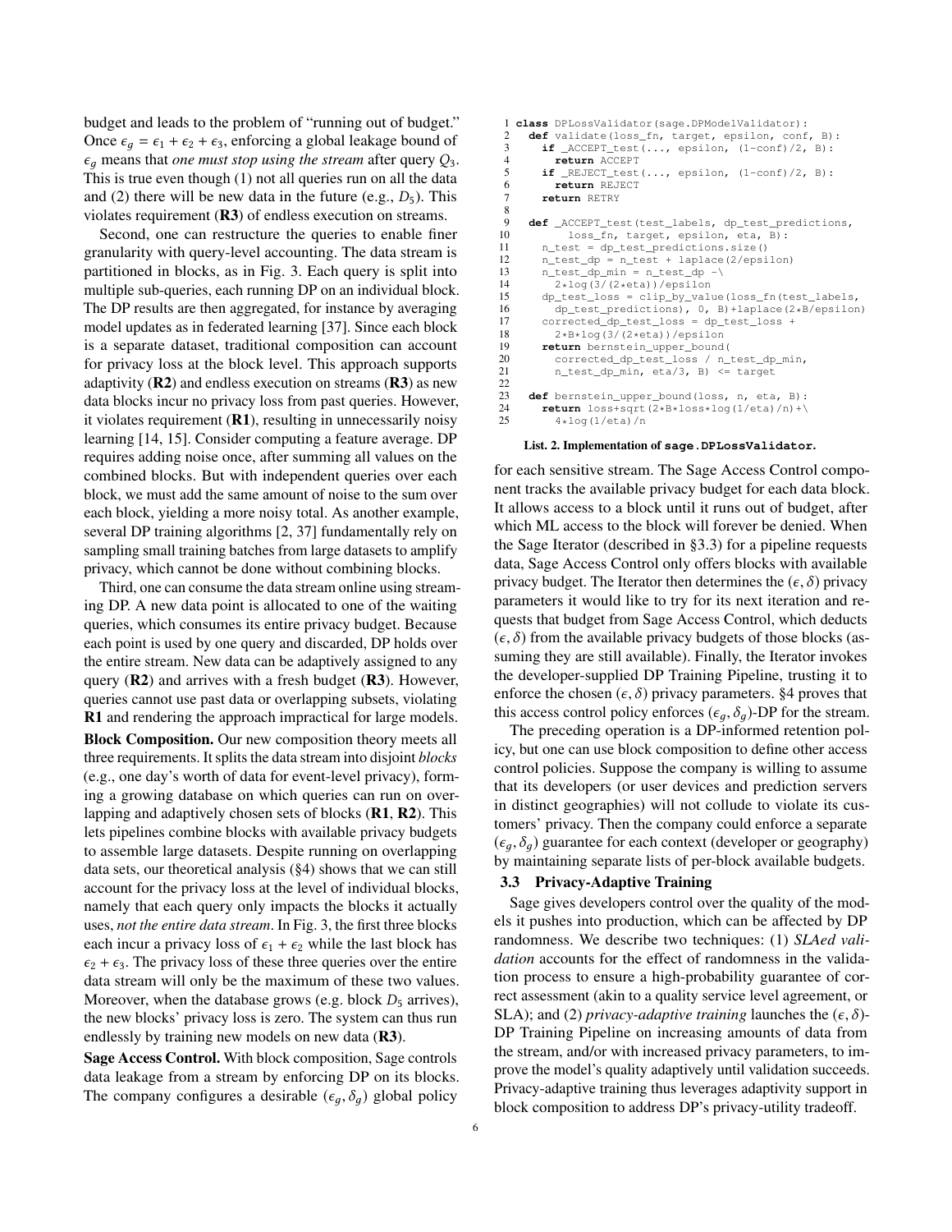budget and leads to the problem of "running out of budget." Once $\epsilon_g = \epsilon_1 + \epsilon_2 + \epsilon_3$, enforcing a global leakage bound of $\epsilon_g$ means that *one must stop using the stream* after query $Q_3$. This is true even though (1) not all queries run on all the data and (2) there will be new data in the future (e.g., $D_5$). This violates requirement (**R3**) of endless execution on streams.

Second, one can restructure the queries to enable finer granularity with query-level accounting. The data stream is partitioned in blocks, as in Fig. 3. Each query is split into multiple sub-queries, each running DP on an individual block. The DP results are then aggregated, for instance by averaging model updates as in federated learning [37]. Since each block is a separate dataset, traditional composition can account for privacy loss at the block level. This approach supports adaptivity (**R2**) and endless execution on streams (**R3**) as new data blocks incur no privacy loss from past queries. However, it violates requirement (**R1**), resulting in unnecessarily noisy learning [14, 15]. Consider computing a feature average. DP requires adding noise once, after summing all values on the combined blocks. But with independent queries over each block, we must add the same amount of noise to the sum over each block, yielding a more noisy total. As another example, several DP training algorithms [2, 37] fundamentally rely on sampling small training batches from large datasets to amplify privacy, which cannot be done without combining blocks.

Third, one can consume the data stream online using streaming DP. A new data point is allocated to one of the waiting queries, which consumes its entire privacy budget. Because each point is used by one query and discarded, DP holds over the entire stream. New data can be adaptively assigned to any query (**R2**) and arrives with a fresh budget (**R3**). However, queries cannot use past data or overlapping subsets, violating **R1** and rendering the approach impractical for large models.

**Block Composition.** Our new composition theory meets all three requirements. It splits the data stream into disjoint *blocks* (e.g., one day's worth of data for event-level privacy), forming a growing database on which queries can run on overlapping and adaptively chosen sets of blocks (**R1**, **R2**). This lets pipelines combine blocks with available privacy budgets to assemble large datasets. Despite running on overlapping data sets, our theoretical analysis (§4) shows that we can still account for the privacy loss at the level of individual blocks, namely that each query only impacts the blocks it actually uses, *not the entire data stream*. In Fig. 3, the first three blocks each incur a privacy loss of $\epsilon_1 + \epsilon_2$ while the last block has $\epsilon_2 + \epsilon_3$. The privacy loss of these three queries over the entire data stream will only be the maximum of these two values. Moreover, when the database grows (e.g. block $D_5$ arrives), the new blocks' privacy loss is zero. The system can thus run endlessly by training new models on new data (**R3**).

**Sage Access Control.** With block composition, Sage controls data leakage from a stream by enforcing DP on its blocks. The company configures a desirable $(\epsilon_g, \delta_g)$ global policy

```
 1 class DPLossValidator(sage.DPModelValidator):
 2   def validate(loss_fn, target, epsilon, conf, B):
 3     if _ACCEPT_test(..., epsilon, (1-conf)/2, B):
 4       return ACCEPT
 5     if _REJECT_test(..., epsilon, (1-conf)/2, B):
 6       return REJECT
 7     return RETRY
 8
 9   def _ACCEPT_test(test_labels, dp_test_predictions,
10         loss_fn, target, epsilon, eta, B):
11     n_test = dp_test_predictions.size()
12     n_test_dp = n_test + laplace(2/epsilon)
13     n_test_dp_min = n_test_dp -\
14       2*log(3/(2*eta))/epsilon
15     dp_test_loss = clip_by_value(loss_fn(test_labels,
16       dp_test_predictions), 0, B)+laplace(2*B/epsilon)
17     corrected_dp_test_loss = dp_test_loss +
18       2*B*log(3/(2*eta))/epsilon
19     return bernstein_upper_bound(
20       corrected_dp_test_loss / n_test_dp_min,
21       n_test_dp_min, eta/3, B) <= target
22
23   def bernstein_upper_bound(loss, n, eta, B):
24     return loss+sqrt(2*B*loss*log(1/eta)/n)+\
25       4*log(1/eta)/n
```

**List. 2. Implementation of `sage.DPLossValidator`.**

for each sensitive stream. The Sage Access Control component tracks the available privacy budget for each data block. It allows access to a block until it runs out of budget, after which ML access to the block will forever be denied. When the Sage Iterator (described in §3.3) for a pipeline requests data, Sage Access Control only offers blocks with available privacy budget. The Iterator then determines the $(\epsilon, \delta)$ privacy parameters it would like to try for its next iteration and requests that budget from Sage Access Control, which deducts $(\epsilon, \delta)$ from the available privacy budgets of those blocks (assuming they are still available). Finally, the Iterator invokes the developer-supplied DP Training Pipeline, trusting it to enforce the chosen $(\epsilon, \delta)$ privacy parameters. §4 proves that this access control policy enforces $(\epsilon_g, \delta_g)$-DP for the stream.

The preceding operation is a DP-informed retention policy, but one can use block composition to define other access control policies. Suppose the company is willing to assume that its developers (or user devices and prediction servers in distinct geographies) will not collude to violate its customers' privacy. Then the company could enforce a separate $(\epsilon_g, \delta_g)$ guarantee for each context (developer or geography) by maintaining separate lists of per-block available budgets.

### 3.3 Privacy-Adaptive Training

Sage gives developers control over the quality of the models it pushes into production, which can be affected by DP randomness. We describe two techniques: (1) *SLAed validation* accounts for the effect of randomness in the validation process to ensure a high-probability guarantee of correct assessment (akin to a quality service level agreement, or SLA); and (2) *privacy-adaptive training* launches the $(\epsilon, \delta)$-DP Training Pipeline on increasing amounts of data from the stream, and/or with increased privacy parameters, to improve the model's quality adaptively until validation succeeds. Privacy-adaptive training thus leverages adaptivity support in block composition to address DP's privacy-utility tradeoff.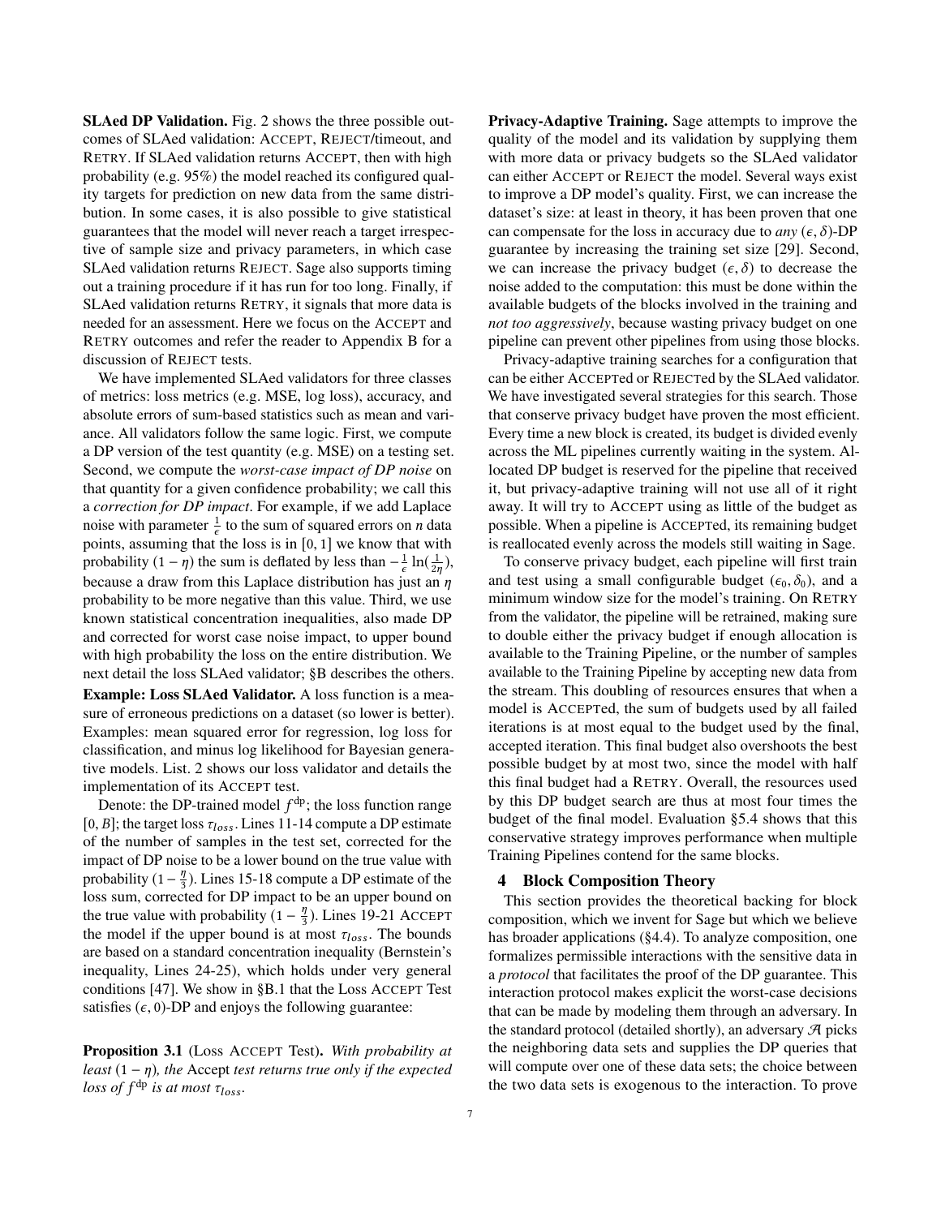**SLAed DP Validation.** Fig. 2 shows the three possible outcomes of SLAed validation: ACCEPT, REJECT/timeout, and RETRY. If SLAed validation returns ACCEPT, then with high probability (e.g. 95%) the model reached its configured quality targets for prediction on new data from the same distribution. In some cases, it is also possible to give statistical guarantees that the model will never reach a target irrespective of sample size and privacy parameters, in which case SLAed validation returns REJECT. Sage also supports timing out a training procedure if it has run for too long. Finally, if SLAed validation returns RETRY, it signals that more data is needed for an assessment. Here we focus on the ACCEPT and RETRY outcomes and refer the reader to Appendix B for a discussion of REJECT tests.

We have implemented SLAed validators for three classes of metrics: loss metrics (e.g. MSE, log loss), accuracy, and absolute errors of sum-based statistics such as mean and variance. All validators follow the same logic. First, we compute a DP version of the test quantity (e.g. MSE) on a testing set. Second, we compute the *worst-case impact of DP noise* on that quantity for a given confidence probability; we call this a *correction for DP impact*. For example, if we add Laplace noise with parameter $\frac{1}{\epsilon}$ to the sum of squared errors on $n$ data points, assuming that the loss is in $[0, 1]$ we know that with probability $(1 - \eta)$ the sum is deflated by less than $-\frac{1}{\epsilon}\ln(\frac{1}{2\eta})$, because a draw from this Laplace distribution has just an $\eta$ probability to be more negative than this value. Third, we use known statistical concentration inequalities, also made DP and corrected for worst case noise impact, to upper bound with high probability the loss on the entire distribution. We next detail the loss SLAed validator; §B describes the others.

**Example: Loss SLAed Validator.** A loss function is a measure of erroneous predictions on a dataset (so lower is better). Examples: mean squared error for regression, log loss for classification, and minus log likelihood for Bayesian generative models. List. 2 shows our loss validator and details the implementation of its ACCEPT test.

Denote: the DP-trained model $f^{\text{dp}}$; the loss function range $[0, B]$; the target loss $\tau_{loss}$. Lines 11-14 compute a DP estimate of the number of samples in the test set, corrected for the impact of DP noise to be a lower bound on the true value with probability $(1 - \frac{\eta}{3})$. Lines 15-18 compute a DP estimate of the loss sum, corrected for DP impact to be an upper bound on the true value with probability $(1 - \frac{\eta}{3})$. Lines 19-21 ACCEPT the model if the upper bound is at most $\tau_{loss}$. The bounds are based on a standard concentration inequality (Bernstein's inequality, Lines 24-25), which holds under very general conditions [47]. We show in §B.1 that the Loss ACCEPT Test satisfies $(\epsilon, 0)$-DP and enjoys the following guarantee:

**Proposition 3.1** (Loss ACCEPT Test)**.** *With probability at least $(1 - \eta)$, the* Accept *test returns true only if the expected loss of $f^{\text{dp}}$ is at most $\tau_{loss}$.*

**Privacy-Adaptive Training.** Sage attempts to improve the quality of the model and its validation by supplying them with more data or privacy budgets so the SLAed validator can either ACCEPT or REJECT the model. Several ways exist to improve a DP model's quality. First, we can increase the dataset's size: at least in theory, it has been proven that one can compensate for the loss in accuracy due to *any* $(\epsilon, \delta)$-DP guarantee by increasing the training set size [29]. Second, we can increase the privacy budget $(\epsilon, \delta)$ to decrease the noise added to the computation: this must be done within the available budgets of the blocks involved in the training and *not too aggressively*, because wasting privacy budget on one pipeline can prevent other pipelines from using those blocks.

Privacy-adaptive training searches for a configuration that can be either ACCEPTed or REJECTed by the SLAed validator. We have investigated several strategies for this search. Those that conserve privacy budget have proven the most efficient. Every time a new block is created, its budget is divided evenly across the ML pipelines currently waiting in the system. Allocated DP budget is reserved for the pipeline that received it, but privacy-adaptive training will not use all of it right away. It will try to ACCEPT using as little of the budget as possible. When a pipeline is ACCEPTed, its remaining budget is reallocated evenly across the models still waiting in Sage.

To conserve privacy budget, each pipeline will first train and test using a small configurable budget $(\epsilon_0, \delta_0)$, and a minimum window size for the model's training. On RETRY from the validator, the pipeline will be retrained, making sure to double either the privacy budget if enough allocation is available to the Training Pipeline, or the number of samples available to the Training Pipeline by accepting new data from the stream. This doubling of resources ensures that when a model is ACCEPTed, the sum of budgets used by all failed iterations is at most equal to the budget used by the final, accepted iteration. This final budget also overshoots the best possible budget by at most two, since the model with half this final budget had a RETRY. Overall, the resources used by this DP budget search are thus at most four times the budget of the final model. Evaluation §5.4 shows that this conservative strategy improves performance when multiple Training Pipelines contend for the same blocks.

## 4 Block Composition Theory

This section provides the theoretical backing for block composition, which we invent for Sage but which we believe has broader applications (§4.4). To analyze composition, one formalizes permissible interactions with the sensitive data in a *protocol* that facilitates the proof of the DP guarantee. This interaction protocol makes explicit the worst-case decisions that can be made by modeling them through an adversary. In the standard protocol (detailed shortly), an adversary $\mathcal{A}$ picks the neighboring data sets and supplies the DP queries that will compute over one of these data sets; the choice between the two data sets is exogenous to the interaction. To prove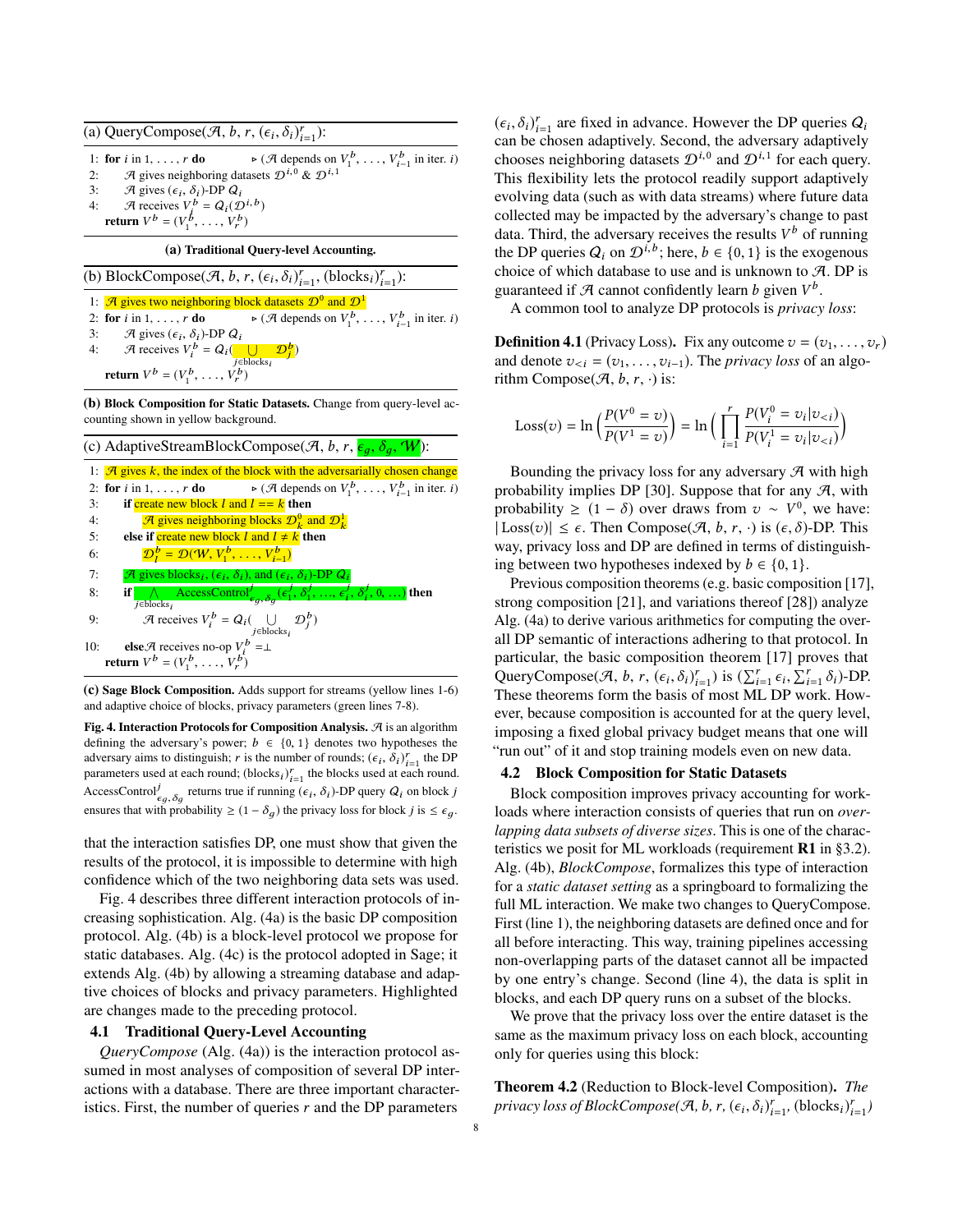(a) QueryCompose($\mathcal{A}$, $b$, $r$, $(\epsilon_i, \delta_i)_{i=1}^r$):

```
1: for i in 1, ..., r do          ▷ (A depends on V_1^b, ..., V_{i-1}^b in iter. i)
2:     A gives neighboring datasets D^{i,0} & D^{i,1}
3:     A gives (ε_i, δ_i)-DP Q_i
4:     A receives V_i^b = Q_i(D^{i,b})
   return V^b = (V_1^b, ..., V_r^b)
```

**(a) Traditional Query-level Accounting.**

(b) BlockCompose($\mathcal{A}$, $b$, $r$, $(\epsilon_i, \delta_i)_{i=1}^r$, $(\text{blocks}_i)_{i=1}^r$):

```
1: A gives two neighboring block datasets D^0 and D^1
2: for i in 1, ..., r do          ▷ (A depends on V_1^b, ..., V_{i-1}^b in iter. i)
3:     A gives (ε_i, δ_i)-DP Q_i
4:     A receives V_i^b = Q_i( ∪_{j∈blocks_i} D_j^b )
   return V^b = (V_1^b, ..., V_r^b)
```

**(b) Block Composition for Static Datasets.** Change from query-level accounting shown in yellow background.

(c) AdaptiveStreamBlockCompose($\mathcal{A}$, $b$, $r$, $\epsilon_g$, $\delta_g$, $\mathcal{W}$):

```
1: A gives k, the index of the block with the adversarially chosen change
2: for i in 1, ..., r do          ▷ (A depends on V_1^b, ..., V_{i-1}^b in iter. i)
3:     if create new block l and l == k then
4:         A gives neighboring blocks D_k^0 and D_k^1
5:     else if create new block l and l ≠ k then
6:         D_l^b = D(W, V_1^b, ..., V_{i-1}^b)
7:     A gives blocks_i, (ε_i, δ_i), and (ε_i, δ_i)-DP Q_i
8:     if ∧_{j∈blocks_i} AccessControl^j_{ε_g,δ_g}(ε_1^j, δ_1^j, ..., ε_i^j, δ_i^j, 0, ...) then
9:         A receives V_i^b = Q_i( ∪_{j∈blocks_i} D_j^b )
10:    else A receives no-op V_i^b = ⊥
   return V^b = (V_1^b, ..., V_r^b)
```

**(c) Sage Block Composition.** Adds support for streams (yellow lines 1-6) and adaptive choice of blocks, privacy parameters (green lines 7-8).

**Fig. 4. Interaction Protocols for Composition Analysis.** $\mathcal{A}$ is an algorithm defining the adversary's power; $b \in \{0, 1\}$ denotes two hypotheses the adversary aims to distinguish; $r$ is the number of rounds; $(\epsilon_i, \delta_i)_{i=1}^r$ the DP parameters used at each round; $(\text{blocks}_i)_{i=1}^r$ the blocks used at each round. $\text{AccessControl}^j_{\epsilon_g,\delta_g}$ returns true if running $(\epsilon_i, \delta_i)$-DP query $Q_i$ on block $j$ ensures that with probability $\geq (1 - \delta_g)$ the privacy loss for block $j$ is $\leq \epsilon_g$.

that the interaction satisfies DP, one must show that given the results of the protocol, it is impossible to determine with high confidence which of the two neighboring data sets was used.

Fig. 4 describes three different interaction protocols of increasing sophistication. Alg. (4a) is the basic DP composition protocol. Alg. (4b) is a block-level protocol we propose for static databases. Alg. (4c) is the protocol adopted in Sage; it extends Alg. (4b) by allowing a streaming database and adaptive choices of blocks and privacy parameters. Highlighted are changes made to the preceding protocol.

## 4.1 Traditional Query-Level Accounting

*QueryCompose* (Alg. (4a)) is the interaction protocol assumed in most analyses of composition of several DP interactions with a database. There are three important characteristics. First, the number of queries $r$ and the DP parameters $(\epsilon_i, \delta_i)_{i=1}^r$ are fixed in advance. However the DP queries $Q_i$ can be chosen adaptively. Second, the adversary adaptively chooses neighboring datasets $\mathcal{D}^{i,0}$ and $\mathcal{D}^{i,1}$ for each query. This flexibility lets the protocol readily support adaptively evolving data (such as with data streams) where future data collected may be impacted by the adversary's change to past data. Third, the adversary receives the results $V^b$ of running the DP queries $Q_i$ on $\mathcal{D}^{i,b}$; here, $b \in \{0, 1\}$ is the exogenous choice of which database to use and is unknown to $\mathcal{A}$. DP is guaranteed if $\mathcal{A}$ cannot confidently learn $b$ given $V^b$.

A common tool to analyze DP protocols is *privacy loss*:

**Definition 4.1** (Privacy Loss)**.** Fix any outcome $v = (v_1, \ldots, v_r)$ and denote $v_{<i} = (v_1, \ldots, v_{i-1})$. The *privacy loss* of an algorithm Compose($\mathcal{A}$, $b$, $r$, $\cdot$) is:

$$\text{Loss}(v) = \ln\Big(\frac{P(V^0 = v)}{P(V^1 = v)}\Big) = \ln\Big(\prod_{i=1}^{r} \frac{P(V_i^0 = v_i | v_{<i})}{P(V_i^1 = v_i | v_{<i})}\Big)$$

Bounding the privacy loss for any adversary $\mathcal{A}$ with high probability implies DP [30]. Suppose that for any $\mathcal{A}$, with probability $\geq (1 - \delta)$ over draws from $v \sim V^0$, we have: $|\text{Loss}(v)| \leq \epsilon$. Then Compose($\mathcal{A}$, $b$, $r$, $\cdot$) is $(\epsilon, \delta)$-DP. This way, privacy loss and DP are defined in terms of distinguishing between two hypotheses indexed by $b \in \{0, 1\}$.

Previous composition theorems (e.g. basic composition [17], strong composition [21], and variations thereof [28]) analyze Alg. (4a) to derive various arithmetics for computing the overall DP semantic of interactions adhering to that protocol. In particular, the basic composition theorem [17] proves that QueryCompose($\mathcal{A}$, $b$, $r$, $(\epsilon_i, \delta_i)_{i=1}^r$) is $(\sum_{i=1}^r \epsilon_i, \sum_{i=1}^r \delta_i)$-DP. These theorems form the basis of most ML DP work. However, because composition is accounted for at the query level, imposing a fixed global privacy budget means that one will "run out" of it and stop training models even on new data.

## 4.2 Block Composition for Static Datasets

Block composition improves privacy accounting for workloads where interaction consists of queries that run on *overlapping data subsets of diverse sizes*. This is one of the characteristics we posit for ML workloads (requirement **R1** in §3.2). Alg. (4b), *BlockCompose*, formalizes this type of interaction for a *static dataset setting* as a springboard to formalizing the full ML interaction. We make two changes to QueryCompose. First (line 1), the neighboring datasets are defined once and for all before interacting. This way, training pipelines accessing non-overlapping parts of the dataset cannot all be impacted by one entry's change. Second (line 4), the data is split in blocks, and each DP query runs on a subset of the blocks.

We prove that the privacy loss over the entire dataset is the same as the maximum privacy loss on each block, accounting only for queries using this block:

**Theorem 4.2** (Reduction to Block-level Composition)**.** *The privacy loss of BlockCompose($\mathcal{A}$, $b$, $r$, $(\epsilon_i, \delta_i)_{i=1}^r$, $(\text{blocks}_i)_{i=1}^r$)*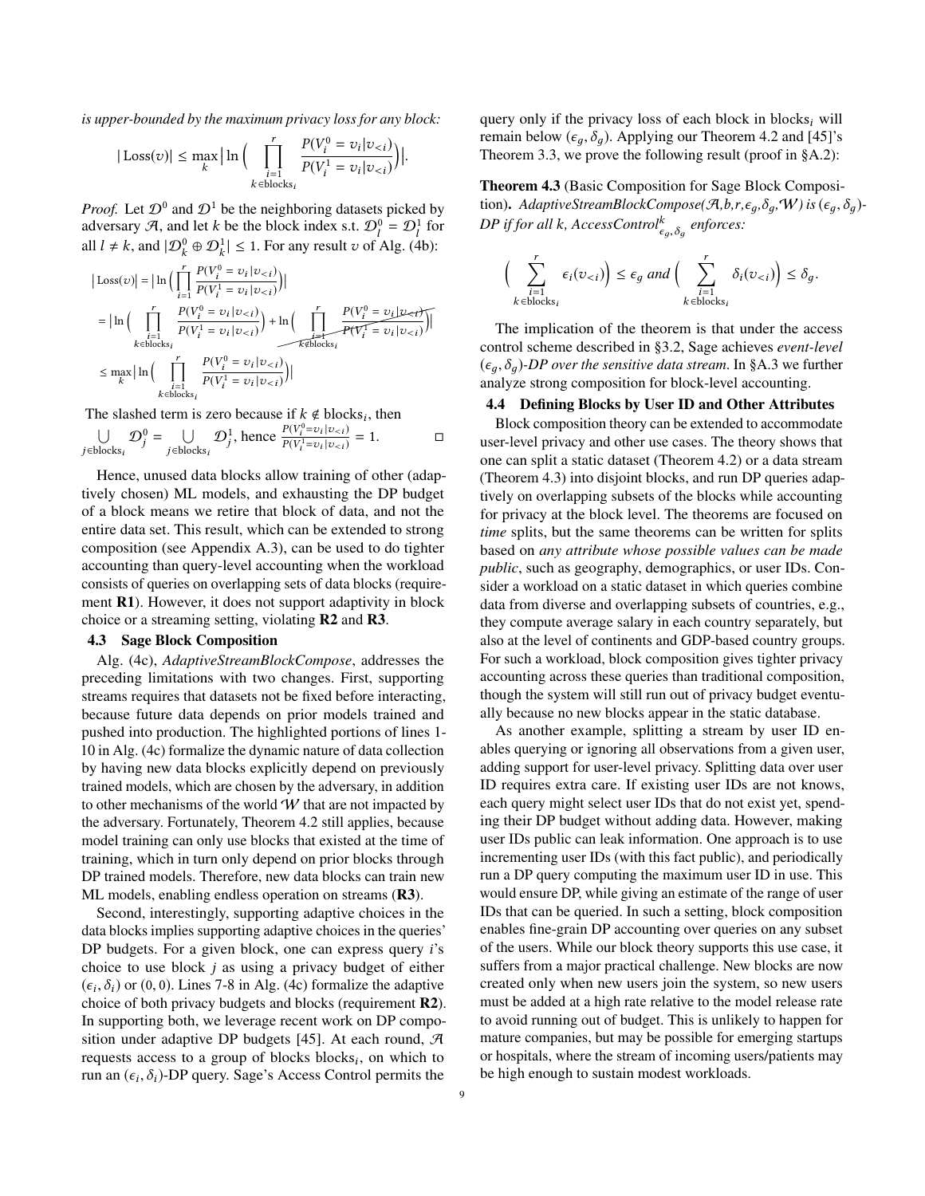*is upper-bounded by the maximum privacy loss for any block:*

$$|\operatorname{Loss}(v)| \leq \max_{k} \Big| \ln \Big( \prod_{\substack{i=1 \\ k \in \text{blocks}_i}}^{r} \frac{P(V_i^0 = v_i | v_{<i})}{P(V_i^1 = v_i | v_{<i})} \Big) \Big|.$$

*Proof.* Let $\mathcal{D}^0$ and $\mathcal{D}^1$ be the neighboring datasets picked by adversary $\mathcal{A}$, and let $k$ be the block index s.t. $\mathcal{D}_l^0 = \mathcal{D}_l^1$ for all $l \neq k$, and $|\mathcal{D}_k^0 \oplus \mathcal{D}_k^1| \leq 1$. For any result $v$ of Alg. (4b):

$$\begin{aligned}
|\operatorname{Loss}(v)| &= \Big| \ln \Big( \prod_{i=1}^{r} \frac{P(V_i^0 = v_i | v_{<i})}{P(V_i^1 = v_i | v_{<i})} \Big) \Big| \\
&= \Big| \ln \Big( \prod_{\substack{i=1 \\ k \in \text{blocks}_i}}^{r} \frac{P(V_i^0 = v_i | v_{<i})}{P(V_i^1 = v_i | v_{<i})} \Big) + \cancel{\ln \Big( \prod_{\substack{i=1 \\ k \notin \text{blocks}_i}}^{r} \frac{P(V_i^0 = v_i | v_{<i})}{P(V_i^1 = v_i | v_{<i})} \Big)} \Big| \\
&\leq \max_{k} \Big| \ln \Big( \prod_{\substack{i=1 \\ k \in \text{blocks}_i}}^{r} \frac{P(V_i^0 = v_i | v_{<i})}{P(V_i^1 = v_i | v_{<i})} \Big) \Big|
\end{aligned}$$

The slashed term is zero because if $k \notin \text{blocks}_i$, then $\bigcup_{j \in \text{blocks}_i} \mathcal{D}_j^0 = \bigcup_{j \in \text{blocks}_i} \mathcal{D}_j^1$, hence $\frac{P(V_i^0 = v_i | v_{<i})}{P(V_i^1 = v_i | v_{<i})} = 1$. □

Hence, unused data blocks allow training of other (adaptively chosen) ML models, and exhausting the DP budget of a block means we retire that block of data, and not the entire data set. This result, which can be extended to strong composition (see Appendix A.3), can be used to do tighter accounting than query-level accounting when the workload consists of queries on overlapping sets of data blocks (requirement **R1**). However, it does not support adaptivity in block choice or a streaming setting, violating **R2** and **R3**.

### 4.3 Sage Block Composition

Alg. (4c), *AdaptiveStreamBlockCompose*, addresses the preceding limitations with two changes. First, supporting streams requires that datasets not be fixed before interacting, because future data depends on prior models trained and pushed into production. The highlighted portions of lines 1-10 in Alg. (4c) formalize the dynamic nature of data collection by having new data blocks explicitly depend on previously trained models, which are chosen by the adversary, in addition to other mechanisms of the world $\mathcal{W}$ that are not impacted by the adversary. Fortunately, Theorem 4.2 still applies, because model training can only use blocks that existed at the time of training, which in turn only depend on prior blocks through DP trained models. Therefore, new data blocks can train new ML models, enabling endless operation on streams (**R3**).

Second, interestingly, supporting adaptive choices in the data blocks implies supporting adaptive choices in the queries' DP budgets. For a given block, one can express query $i$'s choice to use block $j$ as using a privacy budget of either $(\epsilon_i, \delta_i)$ or $(0, 0)$. Lines 7-8 in Alg. (4c) formalize the adaptive choice of both privacy budgets and blocks (requirement **R2**). In supporting both, we leverage recent work on DP composition under adaptive DP budgets [45]. At each round, $\mathcal{A}$ requests access to a group of blocks $\text{blocks}_i$, on which to run an $(\epsilon_i, \delta_i)$-DP query. Sage's Access Control permits the query only if the privacy loss of each block in $\text{blocks}_i$ will remain below $(\epsilon_g, \delta_g)$. Applying our Theorem 4.2 and [45]'s Theorem 3.3, we prove the following result (proof in §A.2):

**Theorem 4.3** (Basic Composition for Sage Block Composition)**.** *AdaptiveStreamBlockCompose($\mathcal{A}$,b,r,$\epsilon_g$,$\delta_g$,$\mathcal{W}$) is $(\epsilon_g, \delta_g)$-DP if for all k, AccessControl$^k_{\epsilon_g,\delta_g}$ enforces:*

$$\Big( \sum_{\substack{i=1 \\ k \in \text{blocks}_i}}^{r} \epsilon_i(v_{<i}) \Big) \leq \epsilon_g \text{ and } \Big( \sum_{\substack{i=1 \\ k \in \text{blocks}_i}}^{r} \delta_i(v_{<i}) \Big) \leq \delta_g.$$

The implication of the theorem is that under the access control scheme described in §3.2, Sage achieves *event-level* $(\epsilon_g, \delta_g)$*-DP over the sensitive data stream*. In §A.3 we further analyze strong composition for block-level accounting.

### 4.4 Defining Blocks by User ID and Other Attributes

Block composition theory can be extended to accommodate user-level privacy and other use cases. The theory shows that one can split a static dataset (Theorem 4.2) or a data stream (Theorem 4.3) into disjoint blocks, and run DP queries adaptively on overlapping subsets of the blocks while accounting for privacy at the block level. The theorems are focused on *time* splits, but the same theorems can be written for splits based on *any attribute whose possible values can be made public*, such as geography, demographics, or user IDs. Consider a workload on a static dataset in which queries combine data from diverse and overlapping subsets of countries, e.g., they compute average salary in each country separately, but also at the level of continents and GDP-based country groups. For such a workload, block composition gives tighter privacy accounting across these queries than traditional composition, though the system will still run out of privacy budget eventually because no new blocks appear in the static database.

As another example, splitting a stream by user ID enables querying or ignoring all observations from a given user, adding support for user-level privacy. Splitting data over user ID requires extra care. If existing user IDs are not knows, each query might select user IDs that do not exist yet, spending their DP budget without adding data. However, making user IDs public can leak information. One approach is to use incrementing user IDs (with this fact public), and periodically run a DP query computing the maximum user ID in use. This would ensure DP, while giving an estimate of the range of user IDs that can be queried. In such a setting, block composition enables fine-grain DP accounting over queries on any subset of the users. While our block theory supports this use case, it suffers from a major practical challenge. New blocks are now created only when new users join the system, so new users must be added at a high rate relative to the model release rate to avoid running out of budget. This is unlikely to happen for mature companies, but may be possible for emerging startups or hospitals, where the stream of incoming users/patients may be high enough to sustain modest workloads.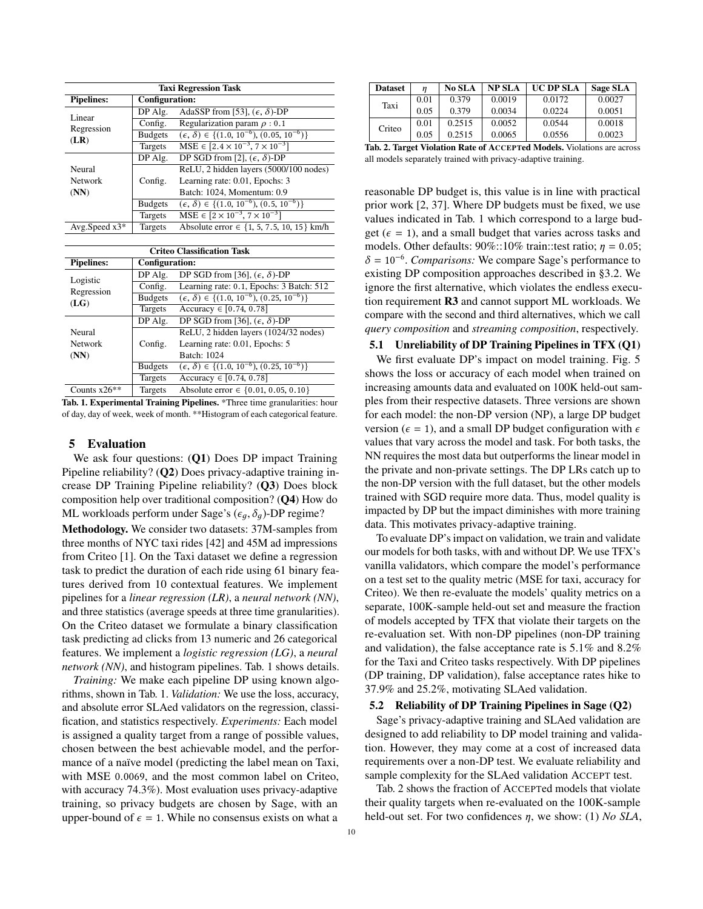| Taxi Regression Task | | |
|---|---|---|
| **Pipelines:** | **Configuration:** | |
| Linear Regression (**LR**) | DP Alg. | AdaSSP from [53], $(\epsilon, \delta)$-DP |
| | Config. | Regularization param $\rho$ : 0.1 |
| | Budgets | $(\epsilon, \delta) \in \{(1.0, 10^{-6}), (0.05, 10^{-6})\}$ |
| | Targets | MSE $\in [2.4 \times 10^{-3}, 7 \times 10^{-3}]$ |
| Neural Network (**NN**) | DP Alg. | DP SGD from [2], $(\epsilon, \delta)$-DP |
| | Config. | ReLU, 2 hidden layers (5000/100 nodes) Learning rate: 0.01, Epochs: 3 Batch: 1024, Momentum: 0.9 |
| | Budgets | $(\epsilon, \delta) \in \{(1.0, 10^{-6}), (0.5, 10^{-6})\}$ |
| | Targets | MSE $\in [2 \times 10^{-3}, 7 \times 10^{-3}]$ |
| Avg.Speed x3* | Targets | Absolute error $\in$ {1, 5, 7.5, 10, 15} km/h |

| Criteo Classification Task | | |
|---|---|---|
| **Pipelines:** | **Configuration:** | |
| Logistic Regression (**LG**) | DP Alg. | DP SGD from [36], $(\epsilon, \delta)$-DP |
| | Config. | Learning rate: 0.1, Epochs: 3 Batch: 512 |
| | Budgets | $(\epsilon, \delta) \in \{(1.0, 10^{-6}), (0.25, 10^{-6})\}$ |
| | Targets | Accuracy $\in [0.74, 0.78]$ |
| Neural Network (**NN**) | DP Alg. | DP SGD from [36], $(\epsilon, \delta)$-DP |
| | Config. | ReLU, 2 hidden layers (1024/32 nodes) Learning rate: 0.01, Epochs: 5 Batch: 1024 |
| | Budgets | $(\epsilon, \delta) \in \{(1.0, 10^{-6}), (0.25, 10^{-6})\}$ |
| | Targets | Accuracy $\in [0.74, 0.78]$ |
| Counts x26** | Targets | Absolute error $\in$ {0.01, 0.05, 0.10} |

**Tab. 1. Experimental Training Pipelines.** *Three time granularities: hour of day, day of week, week of month. **Histogram of each categorical feature.

## 5 Evaluation

We ask four questions: (**Q1**) Does DP impact Training Pipeline reliability? (**Q2**) Does privacy-adaptive training increase DP Training Pipeline reliability? (**Q3**) Does block composition help over traditional composition? (**Q4**) How do ML workloads perform under Sage's $(\epsilon_g, \delta_g)$-DP regime?

**Methodology.** We consider two datasets: 37M-samples from three months of NYC taxi rides [42] and 45M ad impressions from Criteo [1]. On the Taxi dataset we define a regression task to predict the duration of each ride using 61 binary features derived from 10 contextual features. We implement pipelines for a *linear regression (LR)*, a *neural network (NN)*, and three statistics (average speeds at three time granularities). On the Criteo dataset we formulate a binary classification task predicting ad clicks from 13 numeric and 26 categorical features. We implement a *logistic regression (LG)*, a *neural network (NN)*, and histogram pipelines. Tab. 1 shows details.

*Training:* We make each pipeline DP using known algorithms, shown in Tab. 1. *Validation:* We use the loss, accuracy, and absolute error SLAed validators on the regression, classification, and statistics respectively. *Experiments:* Each model is assigned a quality target from a range of possible values, chosen between the best achievable model, and the performance of a naïve model (predicting the label mean on Taxi, with MSE 0.0069, and the most common label on Criteo, with accuracy 74.3%). Most evaluation uses privacy-adaptive training, so privacy budgets are chosen by Sage, with an upper-bound of $\epsilon = 1$. While no consensus exists on what a reasonable DP budget is, this value is in line with practical prior work [2, 37]. Where DP budgets must be fixed, we use values indicated in Tab. 1 which correspond to a large budget ($\epsilon = 1$), and a small budget that varies across tasks and models. Other defaults: 90%::10% train::test ratio; $\eta = 0.05$; $\delta = 10^{-6}$. *Comparisons:* We compare Sage's performance to existing DP composition approaches described in §3.2. We ignore the first alternative, which violates the endless execution requirement **R3** and cannot support ML workloads. We compare with the second and third alternatives, which we call *query composition* and *streaming composition*, respectively.

| Dataset | $\eta$ | No SLA | NP SLA | UC DP SLA | Sage SLA |
|---|---|---|---|---|---|
| Taxi | 0.01 | 0.379 | 0.0019 | 0.0172 | 0.0027 |
| | 0.05 | 0.379 | 0.0034 | 0.0224 | 0.0051 |
| Criteo | 0.01 | 0.2515 | 0.0052 | 0.0544 | 0.0018 |
| | 0.05 | 0.2515 | 0.0065 | 0.0556 | 0.0023 |

**Tab. 2. Target Violation Rate of ACCEPTed Models.** Violations are across all models separately trained with privacy-adaptive training.

### 5.1 Unreliability of DP Training Pipelines in TFX (Q1)

We first evaluate DP's impact on model training. Fig. 5 shows the loss or accuracy of each model when trained on increasing amounts data and evaluated on 100K held-out samples from their respective datasets. Three versions are shown for each model: the non-DP version (NP), a large DP budget version ($\epsilon = 1$), and a small DP budget configuration with $\epsilon$ values that vary across the model and task. For both tasks, the NN requires the most data but outperforms the linear model in the private and non-private settings. The DP LRs catch up to the non-DP version with the full dataset, but the other models trained with SGD require more data. Thus, model quality is impacted by DP but the impact diminishes with more training data. This motivates privacy-adaptive training.

To evaluate DP's impact on validation, we train and validate our models for both tasks, with and without DP. We use TFX's vanilla validators, which compare the model's performance on a test set to the quality metric (MSE for taxi, accuracy for Criteo). We then re-evaluate the models' quality metrics on a separate, 100K-sample held-out set and measure the fraction of models accepted by TFX that violate their targets on the re-evaluation set. With non-DP pipelines (non-DP training and validation), the false acceptance rate is 5.1% and 8.2% for the Taxi and Criteo tasks respectively. With DP pipelines (DP training, DP validation), false acceptance rates hike to 37.9% and 25.2%, motivating SLAed validation.

### 5.2 Reliability of DP Training Pipelines in Sage (Q2)

Sage's privacy-adaptive training and SLAed validation are designed to add reliability to DP model training and validation. However, they may come at a cost of increased data requirements over a non-DP test. We evaluate reliability and sample complexity for the SLAed validation ACCEPT test.

Tab. 2 shows the fraction of ACCEPTed models that violate their quality targets when re-evaluated on the 100K-sample held-out set. For two confidences $\eta$, we show: (1) *No SLA*,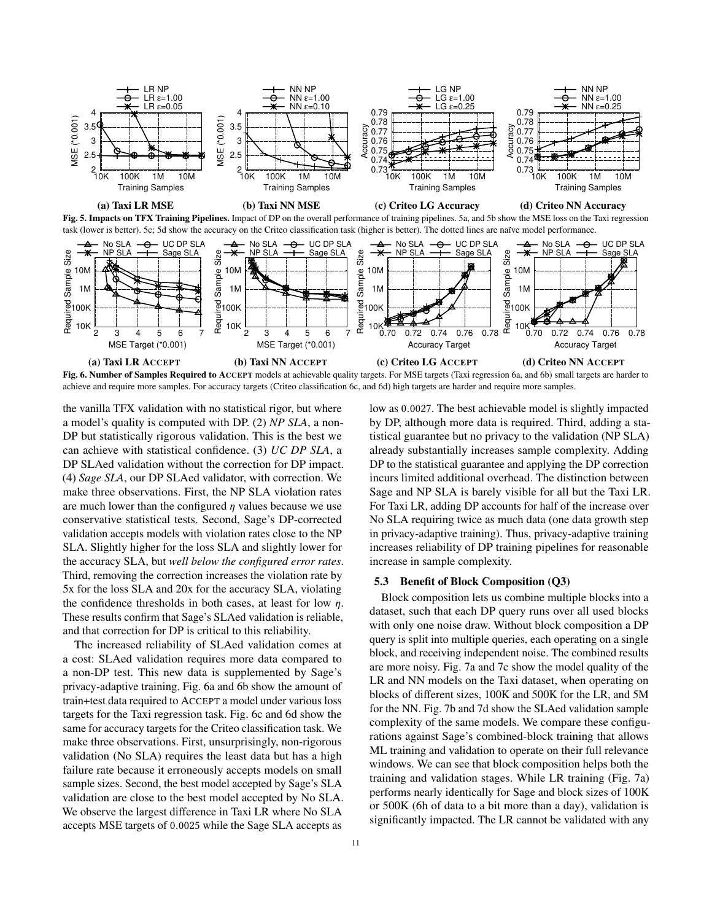(a) Taxi LR MSE

(b) Taxi NN MSE

(c) Criteo LG Accuracy

(d) Criteo NN Accuracy

**Fig. 5. Impacts on TFX Training Pipelines.** Impact of DP on the overall performance of training pipelines. 5a, and 5b show the MSE loss on the Taxi regression task (lower is better). 5c; 5d show the accuracy on the Criteo classification task (higher is better). The dotted lines are naïve model performance.

(a) Taxi LR ACCEPT

(b) Taxi NN ACCEPT

(c) Criteo LG ACCEPT

(d) Criteo NN ACCEPT

**Fig. 6. Number of Samples Required to ACCEPT** models at achievable quality targets. For MSE targets (Taxi regression 6a, and 6b) small targets are harder to achieve and require more samples. For accuracy targets (Criteo classification 6c, and 6d) high targets are harder and require more samples.

the vanilla TFX validation with no statistical rigor, but where a model's quality is computed with DP. (2) *NP SLA*, a non-DP but statistically rigorous validation. This is the best we can achieve with statistical confidence. (3) *UC DP SLA*, a DP SLAed validation without the correction for DP impact. (4) *Sage SLA*, our DP SLAed validator, with correction. We make three observations. First, the NP SLA violation rates are much lower than the configured $\eta$ values because we use conservative statistical tests. Second, Sage's DP-corrected validation accepts models with violation rates close to the NP SLA. Slightly higher for the loss SLA and slightly lower for the accuracy SLA, but *well below the configured error rates*. Third, removing the correction increases the violation rate by 5x for the loss SLA and 20x for the accuracy SLA, violating the confidence thresholds in both cases, at least for low $\eta$. These results confirm that Sage's SLAed validation is reliable, and that correction for DP is critical to this reliability.

The increased reliability of SLAed validation comes at a cost: SLAed validation requires more data compared to a non-DP test. This new data is supplemented by Sage's privacy-adaptive training. Fig. 6a and 6b show the amount of train+test data required to ACCEPT a model under various loss targets for the Taxi regression task. Fig. 6c and 6d show the same for accuracy targets for the Criteo classification task. We make three observations. First, unsurprisingly, non-rigorous validation (No SLA) requires the least data but has a high failure rate because it erroneously accepts models on small sample sizes. Second, the best model accepted by Sage's SLA validation are close to the best model accepted by No SLA. We observe the largest difference in Taxi LR where No SLA accepts MSE targets of 0.0025 while the Sage SLA accepts as low as 0.0027. The best achievable model is slightly impacted by DP, although more data is required. Third, adding a statistical guarantee but no privacy to the validation (NP SLA) already substantially increases sample complexity. Adding DP to the statistical guarantee and applying the DP correction incurs limited additional overhead. The distinction between Sage and NP SLA is barely visible for all but the Taxi LR. For Taxi LR, adding DP accounts for half of the increase over No SLA requiring twice as much data (one data growth step in privacy-adaptive training). Thus, privacy-adaptive training increases reliability of DP training pipelines for reasonable increase in sample complexity.

### 5.3 Benefit of Block Composition (Q3)

Block composition lets us combine multiple blocks into a dataset, such that each DP query runs over all used blocks with only one noise draw. Without block composition a DP query is split into multiple queries, each operating on a single block, and receiving independent noise. The combined results are more noisy. Fig. 7a and 7c show the model quality of the LR and NN models on the Taxi dataset, when operating on blocks of different sizes, 100K and 500K for the LR, and 5M for the NN. Fig. 7b and 7d show the SLAed validation sample complexity of the same models. We compare these configurations against Sage's combined-block training that allows ML training and validation to operate on their full relevance windows. We can see that block composition helps both the training and validation stages. While LR training (Fig. 7a) performs nearly identically for Sage and block sizes of 100K or 500K (6h of data to a bit more than a day), validation is significantly impacted. The LR cannot be validated with any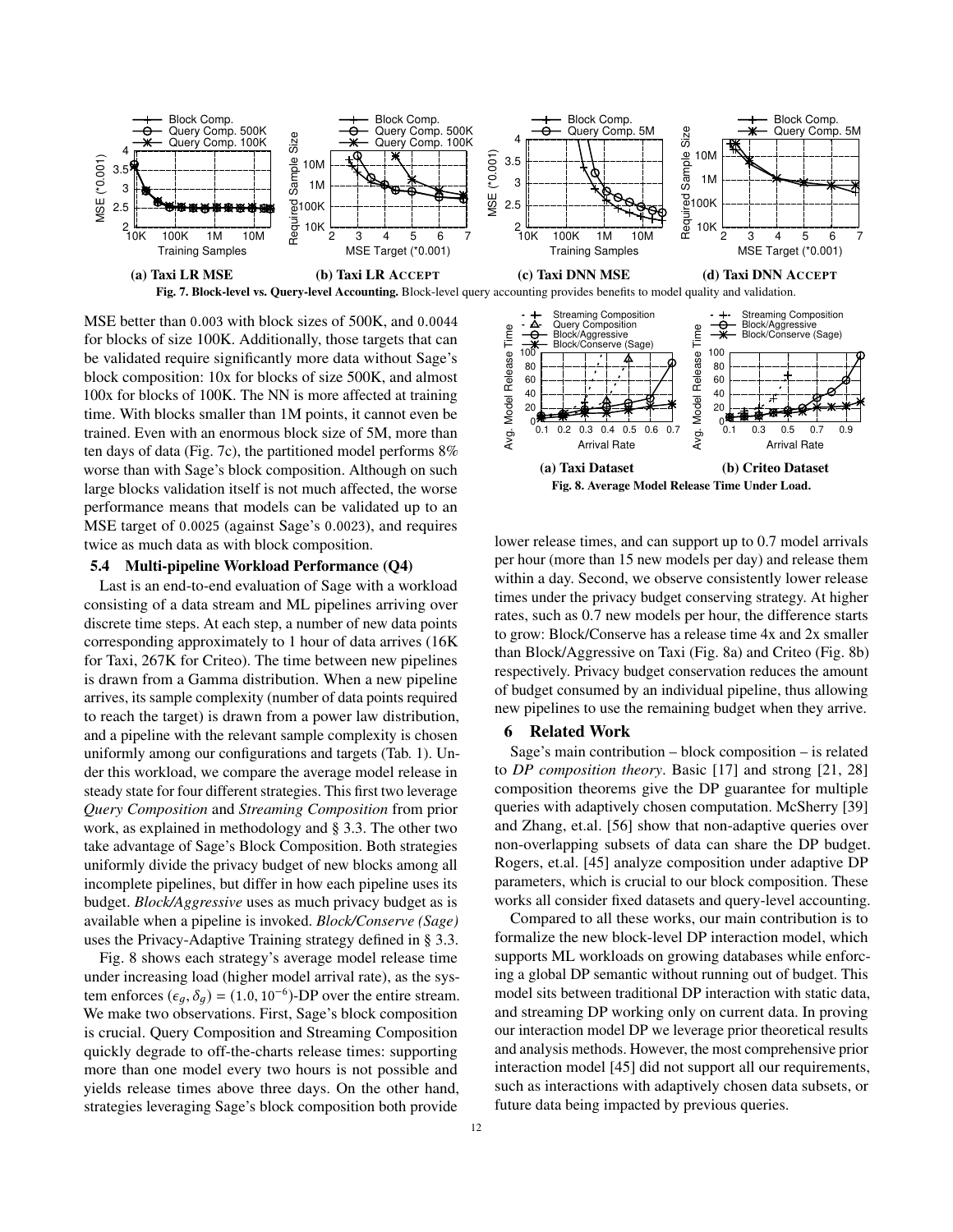**(a) Taxi LR MSE** **(b) Taxi LR ACCEPT** **(c) Taxi DNN MSE** **(d) Taxi DNN ACCEPT**

**Fig. 7. Block-level vs. Query-level Accounting.** Block-level query accounting provides benefits to model quality and validation.

MSE better than 0.003 with block sizes of 500K, and 0.0044 for blocks of size 100K. Additionally, those targets that can be validated require significantly more data without Sage's block composition: 10x for blocks of size 500K, and almost 100x for blocks of 100K. The NN is more affected at training time. With blocks smaller than 1M points, it cannot even be trained. Even with an enormous block size of 5M, more than ten days of data (Fig. 7c), the partitioned model performs 8% worse than with Sage's block composition. Although on such large blocks validation itself is not much affected, the worse performance means that models can be validated up to an MSE target of 0.0025 (against Sage's 0.0023), and requires twice as much data as with block composition.

## 5.4 Multi-pipeline Workload Performance (Q4)

Last is an end-to-end evaluation of Sage with a workload consisting of a data stream and ML pipelines arriving over discrete time steps. At each step, a number of new data points corresponding approximately to 1 hour of data arrives (16K for Taxi, 267K for Criteo). The time between new pipelines is drawn from a Gamma distribution. When a new pipeline arrives, its sample complexity (number of data points required to reach the target) is drawn from a power law distribution, and a pipeline with the relevant sample complexity is chosen uniformly among our configurations and targets (Tab. 1). Under this workload, we compare the average model release in steady state for four different strategies. This first two leverage *Query Composition* and *Streaming Composition* from prior work, as explained in methodology and § 3.3. The other two take advantage of Sage's Block Composition. Both strategies uniformly divide the privacy budget of new blocks among all incomplete pipelines, but differ in how each pipeline uses its budget. *Block/Aggressive* uses as much privacy budget as is available when a pipeline is invoked. *Block/Conserve (Sage)* uses the Privacy-Adaptive Training strategy defined in § 3.3.

Fig. 8 shows each strategy's average model release time under increasing load (higher model arrival rate), as the system enforces $(\epsilon_g, \delta_g) = (1.0, 10^{-6})$-DP over the entire stream. We make two observations. First, Sage's block composition is crucial. Query Composition and Streaming Composition quickly degrade to off-the-charts release times: supporting more than one model every two hours is not possible and yields release times above three days. On the other hand, strategies leveraging Sage's block composition both provide

**(a) Taxi Dataset** **(b) Criteo Dataset**

**Fig. 8. Average Model Release Time Under Load.**

lower release times, and can support up to 0.7 model arrivals per hour (more than 15 new models per day) and release them within a day. Second, we observe consistently lower release times under the privacy budget conserving strategy. At higher rates, such as 0.7 new models per hour, the difference starts to grow: Block/Conserve has a release time 4x and 2x smaller than Block/Aggressive on Taxi (Fig. 8a) and Criteo (Fig. 8b) respectively. Privacy budget conservation reduces the amount of budget consumed by an individual pipeline, thus allowing new pipelines to use the remaining budget when they arrive.

## 6 Related Work

Sage's main contribution – block composition – is related to *DP composition theory*. Basic [17] and strong [21, 28] composition theorems give the DP guarantee for multiple queries with adaptively chosen computation. McSherry [39] and Zhang, et.al. [56] show that non-adaptive queries over non-overlapping subsets of data can share the DP budget. Rogers, et.al. [45] analyze composition under adaptive DP parameters, which is crucial to our block composition. These works all consider fixed datasets and query-level accounting.

Compared to all these works, our main contribution is to formalize the new block-level DP interaction model, which supports ML workloads on growing databases while enforcing a global DP semantic without running out of budget. This model sits between traditional DP interaction with static data, and streaming DP working only on current data. In proving our interaction model DP we leverage prior theoretical results and analysis methods. However, the most comprehensive prior interaction model [45] did not support all our requirements, such as interactions with adaptively chosen data subsets, or future data being impacted by previous queries.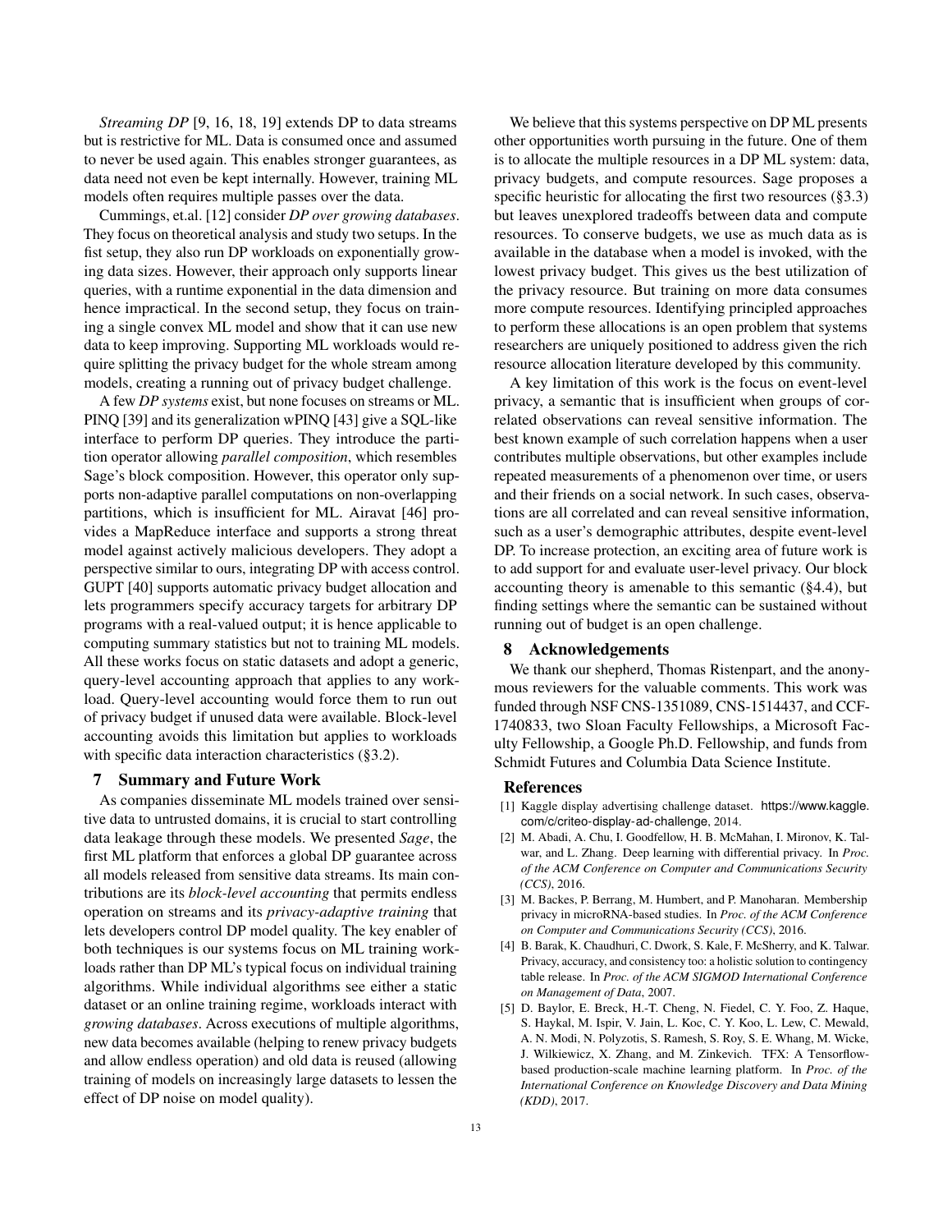*Streaming DP* [9, 16, 18, 19] extends DP to data streams but is restrictive for ML. Data is consumed once and assumed to never be used again. This enables stronger guarantees, as data need not even be kept internally. However, training ML models often requires multiple passes over the data.

Cummings, et.al. [12] consider *DP over growing databases*. They focus on theoretical analysis and study two setups. In the fist setup, they also run DP workloads on exponentially growing data sizes. However, their approach only supports linear queries, with a runtime exponential in the data dimension and hence impractical. In the second setup, they focus on training a single convex ML model and show that it can use new data to keep improving. Supporting ML workloads would require splitting the privacy budget for the whole stream among models, creating a running out of privacy budget challenge.

A few *DP systems* exist, but none focuses on streams or ML. PINQ [39] and its generalization wPINQ [43] give a SQL-like interface to perform DP queries. They introduce the partition operator allowing *parallel composition*, which resembles Sage's block composition. However, this operator only supports non-adaptive parallel computations on non-overlapping partitions, which is insufficient for ML. Airavat [46] provides a MapReduce interface and supports a strong threat model against actively malicious developers. They adopt a perspective similar to ours, integrating DP with access control. GUPT [40] supports automatic privacy budget allocation and lets programmers specify accuracy targets for arbitrary DP programs with a real-valued output; it is hence applicable to computing summary statistics but not to training ML models. All these works focus on static datasets and adopt a generic, query-level accounting approach that applies to any workload. Query-level accounting would force them to run out of privacy budget if unused data were available. Block-level accounting avoids this limitation but applies to workloads with specific data interaction characteristics (§3.2).

## 7 Summary and Future Work

As companies disseminate ML models trained over sensitive data to untrusted domains, it is crucial to start controlling data leakage through these models. We presented *Sage*, the first ML platform that enforces a global DP guarantee across all models released from sensitive data streams. Its main contributions are its *block-level accounting* that permits endless operation on streams and its *privacy-adaptive training* that lets developers control DP model quality. The key enabler of both techniques is our systems focus on ML training workloads rather than DP ML's typical focus on individual training algorithms. While individual algorithms see either a static dataset or an online training regime, workloads interact with *growing databases*. Across executions of multiple algorithms, new data becomes available (helping to renew privacy budgets and allow endless operation) and old data is reused (allowing training of models on increasingly large datasets to lessen the effect of DP noise on model quality).

We believe that this systems perspective on DP ML presents other opportunities worth pursuing in the future. One of them is to allocate the multiple resources in a DP ML system: data, privacy budgets, and compute resources. Sage proposes a specific heuristic for allocating the first two resources (§3.3) but leaves unexplored tradeoffs between data and compute resources. To conserve budgets, we use as much data as is available in the database when a model is invoked, with the lowest privacy budget. This gives us the best utilization of the privacy resource. But training on more data consumes more compute resources. Identifying principled approaches to perform these allocations is an open problem that systems researchers are uniquely positioned to address given the rich resource allocation literature developed by this community.

A key limitation of this work is the focus on event-level privacy, a semantic that is insufficient when groups of correlated observations can reveal sensitive information. The best known example of such correlation happens when a user contributes multiple observations, but other examples include repeated measurements of a phenomenon over time, or users and their friends on a social network. In such cases, observations are all correlated and can reveal sensitive information, such as a user's demographic attributes, despite event-level DP. To increase protection, an exciting area of future work is to add support for and evaluate user-level privacy. Our block accounting theory is amenable to this semantic (§4.4), but finding settings where the semantic can be sustained without running out of budget is an open challenge.

## 8 Acknowledgements

We thank our shepherd, Thomas Ristenpart, and the anonymous reviewers for the valuable comments. This work was funded through NSF CNS-1351089, CNS-1514437, and CCF-1740833, two Sloan Faculty Fellowships, a Microsoft Faculty Fellowship, a Google Ph.D. Fellowship, and funds from Schmidt Futures and Columbia Data Science Institute.

## References

[1] Kaggle display advertising challenge dataset. https://www.kaggle.com/c/criteo-display-ad-challenge, 2014.

[2] M. Abadi, A. Chu, I. Goodfellow, H. B. McMahan, I. Mironov, K. Talwar, and L. Zhang. Deep learning with differential privacy. In *Proc. of the ACM Conference on Computer and Communications Security (CCS)*, 2016.

[3] M. Backes, P. Berrang, M. Humbert, and P. Manoharan. Membership privacy in microRNA-based studies. In *Proc. of the ACM Conference on Computer and Communications Security (CCS)*, 2016.

[4] B. Barak, K. Chaudhuri, C. Dwork, S. Kale, F. McSherry, and K. Talwar. Privacy, accuracy, and consistency too: a holistic solution to contingency table release. In *Proc. of the ACM SIGMOD International Conference on Management of Data*, 2007.

[5] D. Baylor, E. Breck, H.-T. Cheng, N. Fiedel, C. Y. Foo, Z. Haque, S. Haykal, M. Ispir, V. Jain, L. Koc, C. Y. Koo, L. Lew, C. Mewald, A. N. Modi, N. Polyzotis, S. Ramesh, S. Roy, S. E. Whang, M. Wicke, J. Wilkiewicz, X. Zhang, and M. Zinkevich. TFX: A Tensorflow-based production-scale machine learning platform. In *Proc. of the International Conference on Knowledge Discovery and Data Mining (KDD)*, 2017.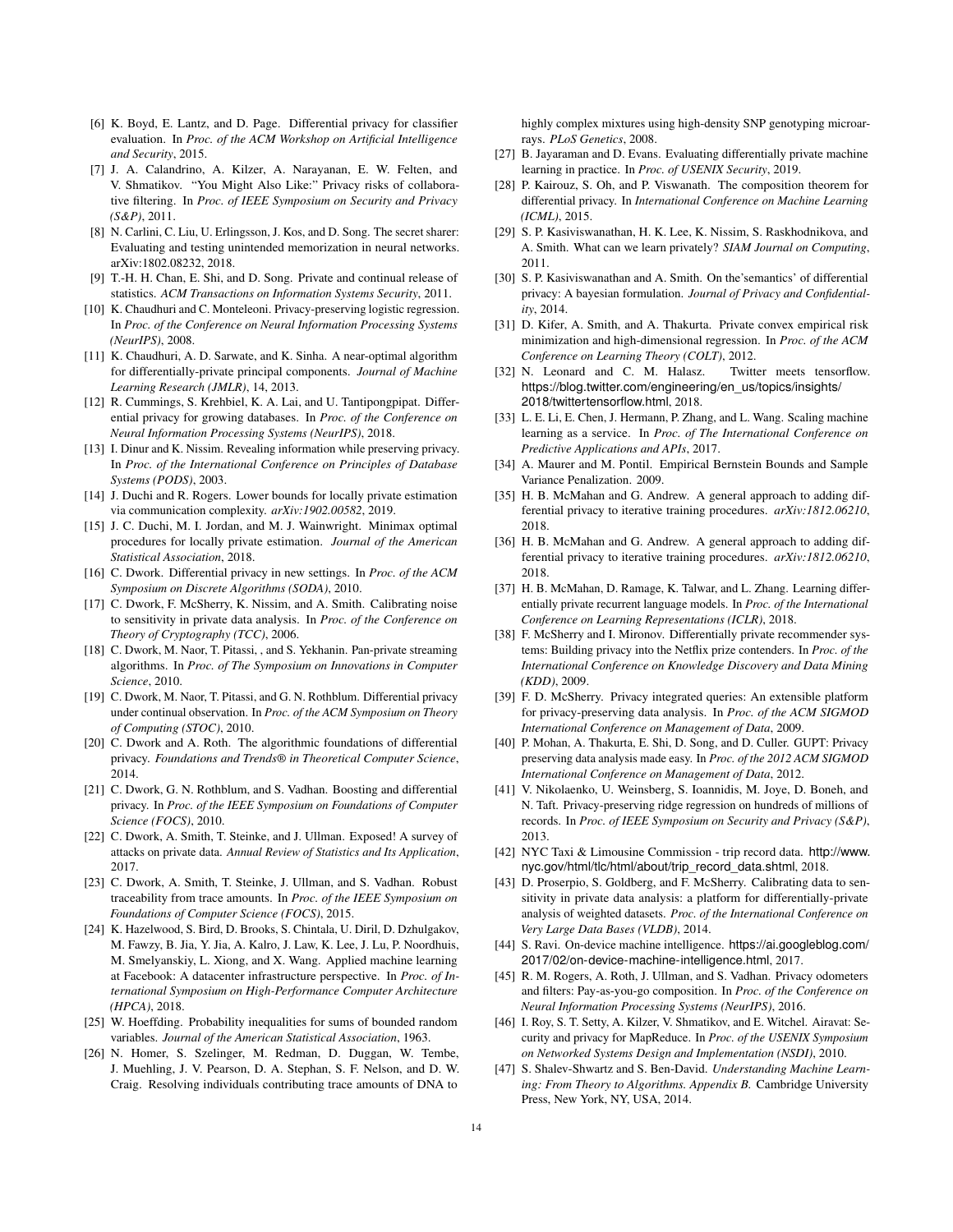[6] K. Boyd, E. Lantz, and D. Page. Differential privacy for classifier evaluation. In *Proc. of the ACM Workshop on Artificial Intelligence and Security*, 2015.

[7] J. A. Calandrino, A. Kilzer, A. Narayanan, E. W. Felten, and V. Shmatikov. "You Might Also Like:" Privacy risks of collaborative filtering. In *Proc. of IEEE Symposium on Security and Privacy (S&P)*, 2011.

[8] N. Carlini, C. Liu, U. Erlingsson, J. Kos, and D. Song. The secret sharer: Evaluating and testing unintended memorization in neural networks. arXiv:1802.08232, 2018.

[9] T.-H. H. Chan, E. Shi, and D. Song. Private and continual release of statistics. *ACM Transactions on Information Systems Security*, 2011.

[10] K. Chaudhuri and C. Monteleoni. Privacy-preserving logistic regression. In *Proc. of the Conference on Neural Information Processing Systems (NeurIPS)*, 2008.

[11] K. Chaudhuri, A. D. Sarwate, and K. Sinha. A near-optimal algorithm for differentially-private principal components. *Journal of Machine Learning Research (JMLR)*, 14, 2013.

[12] R. Cummings, S. Krehbiel, K. A. Lai, and U. Tantipongpipat. Differential privacy for growing databases. In *Proc. of the Conference on Neural Information Processing Systems (NeurIPS)*, 2018.

[13] I. Dinur and K. Nissim. Revealing information while preserving privacy. In *Proc. of the International Conference on Principles of Database Systems (PODS)*, 2003.

[14] J. Duchi and R. Rogers. Lower bounds for locally private estimation via communication complexity. *arXiv:1902.00582*, 2019.

[15] J. C. Duchi, M. I. Jordan, and M. J. Wainwright. Minimax optimal procedures for locally private estimation. *Journal of the American Statistical Association*, 2018.

[16] C. Dwork. Differential privacy in new settings. In *Proc. of the ACM Symposium on Discrete Algorithms (SODA)*, 2010.

[17] C. Dwork, F. McSherry, K. Nissim, and A. Smith. Calibrating noise to sensitivity in private data analysis. In *Proc. of the Conference on Theory of Cryptography (TCC)*, 2006.

[18] C. Dwork, M. Naor, T. Pitassi, , and S. Yekhanin. Pan-private streaming algorithms. In *Proc. of The Symposium on Innovations in Computer Science*, 2010.

[19] C. Dwork, M. Naor, T. Pitassi, and G. N. Rothblum. Differential privacy under continual observation. In *Proc. of the ACM Symposium on Theory of Computing (STOC)*, 2010.

[20] C. Dwork and A. Roth. The algorithmic foundations of differential privacy. *Foundations and Trends® in Theoretical Computer Science*, 2014.

[21] C. Dwork, G. N. Rothblum, and S. Vadhan. Boosting and differential privacy. In *Proc. of the IEEE Symposium on Foundations of Computer Science (FOCS)*, 2010.

[22] C. Dwork, A. Smith, T. Steinke, and J. Ullman. Exposed! A survey of attacks on private data. *Annual Review of Statistics and Its Application*, 2017.

[23] C. Dwork, A. Smith, T. Steinke, J. Ullman, and S. Vadhan. Robust traceability from trace amounts. In *Proc. of the IEEE Symposium on Foundations of Computer Science (FOCS)*, 2015.

[24] K. Hazelwood, S. Bird, D. Brooks, S. Chintala, U. Diril, D. Dzhulgakov, M. Fawzy, B. Jia, Y. Jia, A. Kalro, J. Law, K. Lee, J. Lu, P. Noordhuis, M. Smelyanskiy, L. Xiong, and X. Wang. Applied machine learning at Facebook: A datacenter infrastructure perspective. In *Proc. of International Symposium on High-Performance Computer Architecture (HPCA)*, 2018.

[25] W. Hoeffding. Probability inequalities for sums of bounded random variables. *Journal of the American Statistical Association*, 1963.

[26] N. Homer, S. Szelinger, M. Redman, D. Duggan, W. Tembe, J. Muehling, J. V. Pearson, D. A. Stephan, S. F. Nelson, and D. W. Craig. Resolving individuals contributing trace amounts of DNA to highly complex mixtures using high-density SNP genotyping microarrays. *PLoS Genetics*, 2008.

[27] B. Jayaraman and D. Evans. Evaluating differentially private machine learning in practice. In *Proc. of USENIX Security*, 2019.

[28] P. Kairouz, S. Oh, and P. Viswanath. The composition theorem for differential privacy. In *International Conference on Machine Learning (ICML)*, 2015.

[29] S. P. Kasiviswanathan, H. K. Lee, K. Nissim, S. Raskhodnikova, and A. Smith. What can we learn privately? *SIAM Journal on Computing*, 2011.

[30] S. P. Kasiviswanathan and A. Smith. On the'semantics' of differential privacy: A bayesian formulation. *Journal of Privacy and Confidentiality*, 2014.

[31] D. Kifer, A. Smith, and A. Thakurta. Private convex empirical risk minimization and high-dimensional regression. In *Proc. of the ACM Conference on Learning Theory (COLT)*, 2012.

[32] N. Leonard and C. M. Halasz. Twitter meets tensorflow. https://blog.twitter.com/engineering/en_us/topics/insights/2018/twittertensorflow.html, 2018.

[33] L. E. Li, E. Chen, J. Hermann, P. Zhang, and L. Wang. Scaling machine learning as a service. In *Proc. of The International Conference on Predictive Applications and APIs*, 2017.

[34] A. Maurer and M. Pontil. Empirical Bernstein Bounds and Sample Variance Penalization. 2009.

[35] H. B. McMahan and G. Andrew. A general approach to adding differential privacy to iterative training procedures. *arXiv:1812.06210*, 2018.

[36] H. B. McMahan and G. Andrew. A general approach to adding differential privacy to iterative training procedures. *arXiv:1812.06210*, 2018.

[37] H. B. McMahan, D. Ramage, K. Talwar, and L. Zhang. Learning differentially private recurrent language models. In *Proc. of the International Conference on Learning Representations (ICLR)*, 2018.

[38] F. McSherry and I. Mironov. Differentially private recommender systems: Building privacy into the Netflix prize contenders. In *Proc. of the International Conference on Knowledge Discovery and Data Mining (KDD)*, 2009.

[39] F. D. McSherry. Privacy integrated queries: An extensible platform for privacy-preserving data analysis. In *Proc. of the ACM SIGMOD International Conference on Management of Data*, 2009.

[40] P. Mohan, A. Thakurta, E. Shi, D. Song, and D. Culler. GUPT: Privacy preserving data analysis made easy. In *Proc. of the 2012 ACM SIGMOD International Conference on Management of Data*, 2012.

[41] V. Nikolaenko, U. Weinsberg, S. Ioannidis, M. Joye, D. Boneh, and N. Taft. Privacy-preserving ridge regression on hundreds of millions of records. In *Proc. of IEEE Symposium on Security and Privacy (S&P)*, 2013.

[42] NYC Taxi & Limousine Commission - trip record data. http://www.nyc.gov/html/tlc/html/about/trip_record_data.shtml, 2018.

[43] D. Proserpio, S. Goldberg, and F. McSherry. Calibrating data to sensitivity in private data analysis: a platform for differentially-private analysis of weighted datasets. *Proc. of the International Conference on Very Large Data Bases (VLDB)*, 2014.

[44] S. Ravi. On-device machine intelligence. https://ai.googleblog.com/2017/02/on-device-machine-intelligence.html, 2017.

[45] R. M. Rogers, A. Roth, J. Ullman, and S. Vadhan. Privacy odometers and filters: Pay-as-you-go composition. In *Proc. of the Conference on Neural Information Processing Systems (NeurIPS)*, 2016.

[46] I. Roy, S. T. Setty, A. Kilzer, V. Shmatikov, and E. Witchel. Airavat: Security and privacy for MapReduce. In *Proc. of the USENIX Symposium on Networked Systems Design and Implementation (NSDI)*, 2010.

[47] S. Shalev-Shwartz and S. Ben-David. *Understanding Machine Learning: From Theory to Algorithms. Appendix B.* Cambridge University Press, New York, NY, USA, 2014.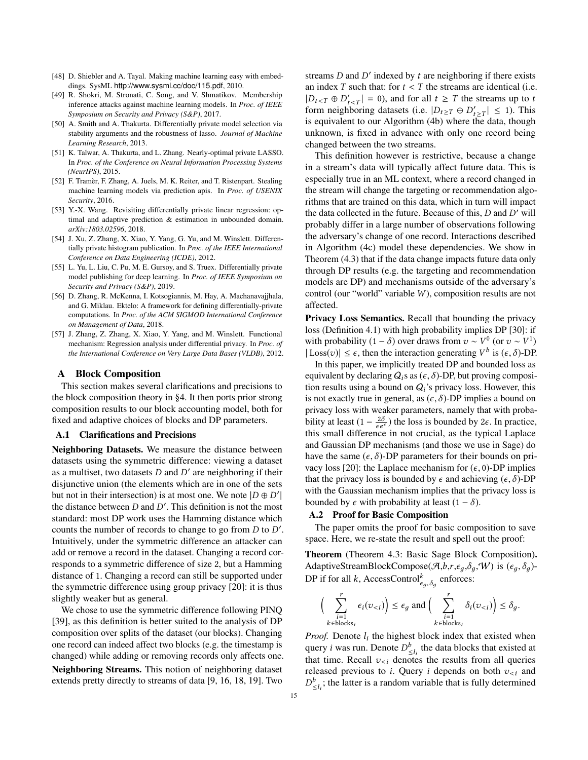[48] D. Shiebler and A. Tayal. Making machine learning easy with embeddings. SysML http://www.sysml.cc/doc/115.pdf, 2010.

[49] R. Shokri, M. Stronati, C. Song, and V. Shmatikov. Membership inference attacks against machine learning models. In *Proc. of IEEE Symposium on Security and Privacy (S&P)*, 2017.

[50] A. Smith and A. Thakurta. Differentially private model selection via stability arguments and the robustness of lasso. *Journal of Machine Learning Research*, 2013.

[51] K. Talwar, A. Thakurta, and L. Zhang. Nearly-optimal private LASSO. In *Proc. of the Conference on Neural Information Processing Systems (NeurIPS)*, 2015.

[52] F. Tramèr, F. Zhang, A. Juels, M. K. Reiter, and T. Ristenpart. Stealing machine learning models via prediction apis. In *Proc. of USENIX Security*, 2016.

[53] Y.-X. Wang. Revisiting differentially private linear regression: optimal and adaptive prediction & estimation in unbounded domain. *arXiv:1803.02596*, 2018.

[54] J. Xu, Z. Zhang, X. Xiao, Y. Yang, G. Yu, and M. Winslett. Differentially private histogram publication. In *Proc. of the IEEE International Conference on Data Engineering (ICDE)*, 2012.

[55] L. Yu, L. Liu, C. Pu, M. E. Gursoy, and S. Truex. Differentially private model publishing for deep learning. In *Proc. of IEEE Symposium on Security and Privacy (S&P)*, 2019.

[56] D. Zhang, R. McKenna, I. Kotsogiannis, M. Hay, A. Machanavajjhala, and G. Miklau. Ektelo: A framework for defining differentially-private computations. In *Proc. of the ACM SIGMOD International Conference on Management of Data*, 2018.

[57] J. Zhang, Z. Zhang, X. Xiao, Y. Yang, and M. Winslett. Functional mechanism: Regression analysis under differential privacy. In *Proc. of the International Conference on Very Large Data Bases (VLDB)*, 2012.

# A Block Composition

This section makes several clarifications and precisions to the block composition theory in §4. It then ports prior strong composition results to our block accounting model, both for fixed and adaptive choices of blocks and DP parameters.

## A.1 Clarifications and Precisions

**Neighboring Datasets.** We measure the distance between datasets using the symmetric difference: viewing a dataset as a multiset, two datasets $D$ and $D'$ are neighboring if their disjunctive union (the elements which are in one of the sets but not in their intersection) is at most one. We note $|D \oplus D'|$ the distance between $D$ and $D'$. This definition is not the most standard: most DP work uses the Hamming distance which counts the number of records to change to go from $D$ to $D'$. Intuitively, under the symmetric difference an attacker can add or remove a record in the dataset. Changing a record corresponds to a symmetric difference of size 2, but a Hamming distance of 1. Changing a record can still be supported under the symmetric difference using group privacy [20]: it is thus slightly weaker but as general.

We chose to use the symmetric difference following PINQ [39], as this definition is better suited to the analysis of DP composition over splits of the dataset (our blocks). Changing one record can indeed affect two blocks (e.g. the timestamp is changed) while adding or removing records only affects one.

**Neighboring Streams.** This notion of neighboring dataset extends pretty directly to streams of data [9, 16, 18, 19]. Two streams $D$ and $D'$ indexed by $t$ are neighboring if there exists an index $T$ such that: for $t < T$ the streams are identical (i.e. $|D_{t<T} \oplus D'_{t<T}| = 0$), and for all $t \geq T$ the streams up to $t$ form neighboring datasets (i.e. $|D_{t \geq T} \oplus D'_{t \geq T}| \leq 1$). This is equivalent to our Algorithm (4b) where the data, though unknown, is fixed in advance with only one record being changed between the two streams.

This definition however is restrictive, because a change in a stream's data will typically affect future data. This is especially true in an ML context, where a record changed in the stream will change the targeting or recommendation algorithms that are trained on this data, which in turn will impact the data collected in the future. Because of this, $D$ and $D'$ will probably differ in a large number of observations following the adversary's change of one record. Interactions described in Algorithm (4c) model these dependencies. We show in Theorem (4.3) that if the data change impacts future data only through DP results (e.g. the targeting and recommendation models are DP) and mechanisms outside of the adversary's control (our "world" variable $W$), composition results are not affected.

**Privacy Loss Semantics.** Recall that bounding the privacy loss (Definition 4.1) with high probability implies DP [30]: if with probability $(1 - \delta)$ over draws from $v \sim V^0$ (or $v \sim V^1$) $|\text{Loss}(v)| \leq \epsilon$, then the interaction generating $V^b$ is $(\epsilon, \delta)$-DP.

In this paper, we implicitly treated DP and bounded loss as equivalent by declaring $\mathcal{Q}_i$s as $(\epsilon, \delta)$-DP, but proving composition results using a bound on $\mathcal{Q}_i$'s privacy loss. However, this is not exactly true in general, as $(\epsilon, \delta)$-DP implies a bound on privacy loss with weaker parameters, namely that with probability at least $(1 - \frac{2\delta}{\epsilon e^{\epsilon}})$ the loss is bounded by $2\epsilon$. In practice, this small difference in not crucial, as the typical Laplace and Gaussian DP mechanisms (and those we use in Sage) do have the same $(\epsilon, \delta)$-DP parameters for their bounds on privacy loss [20]: the Laplace mechanism for $(\epsilon, 0)$-DP implies that the privacy loss is bounded by $\epsilon$ and achieving $(\epsilon, \delta)$-DP with the Gaussian mechanism implies that the privacy loss is bounded by $\epsilon$ with probability at least $(1 - \delta)$.

## A.2 Proof for Basic Composition

The paper omits the proof for basic composition to save space. Here, we re-state the result and spell out the proof:

**Theorem** (Theorem 4.3: Basic Sage Block Composition)**.** AdaptiveStreamBlockCompose($\mathcal{A}$,$b$,$r$,$\epsilon_g$,$\delta_g$,$\mathcal{W}$) is $(\epsilon_g, \delta_g)$-DP if for all $k$, $\text{AccessControl}^k_{\epsilon_g,\delta_g}$ enforces:

$$\Big( \sum_{\substack{i=1 \\ k \in \text{blocks}_i}}^{r} \epsilon_i(v_{<i}) \Big) \leq \epsilon_g \text{ and } \Big( \sum_{\substack{i=1 \\ k \in \text{blocks}_i}}^{r} \delta_i(v_{<i}) \Big) \leq \delta_g.$$

*Proof.* Denote $l_i$ the highest block index that existed when query $i$ was run. Denote $D^b_{\leq l_i}$ the data blocks that existed at that time. Recall $v_{<i}$ denotes the results from all queries released previous to $i$. Query $i$ depends on both $v_{<i}$ and $D^b_{\leq l_i}$; the latter is a random variable that is fully determined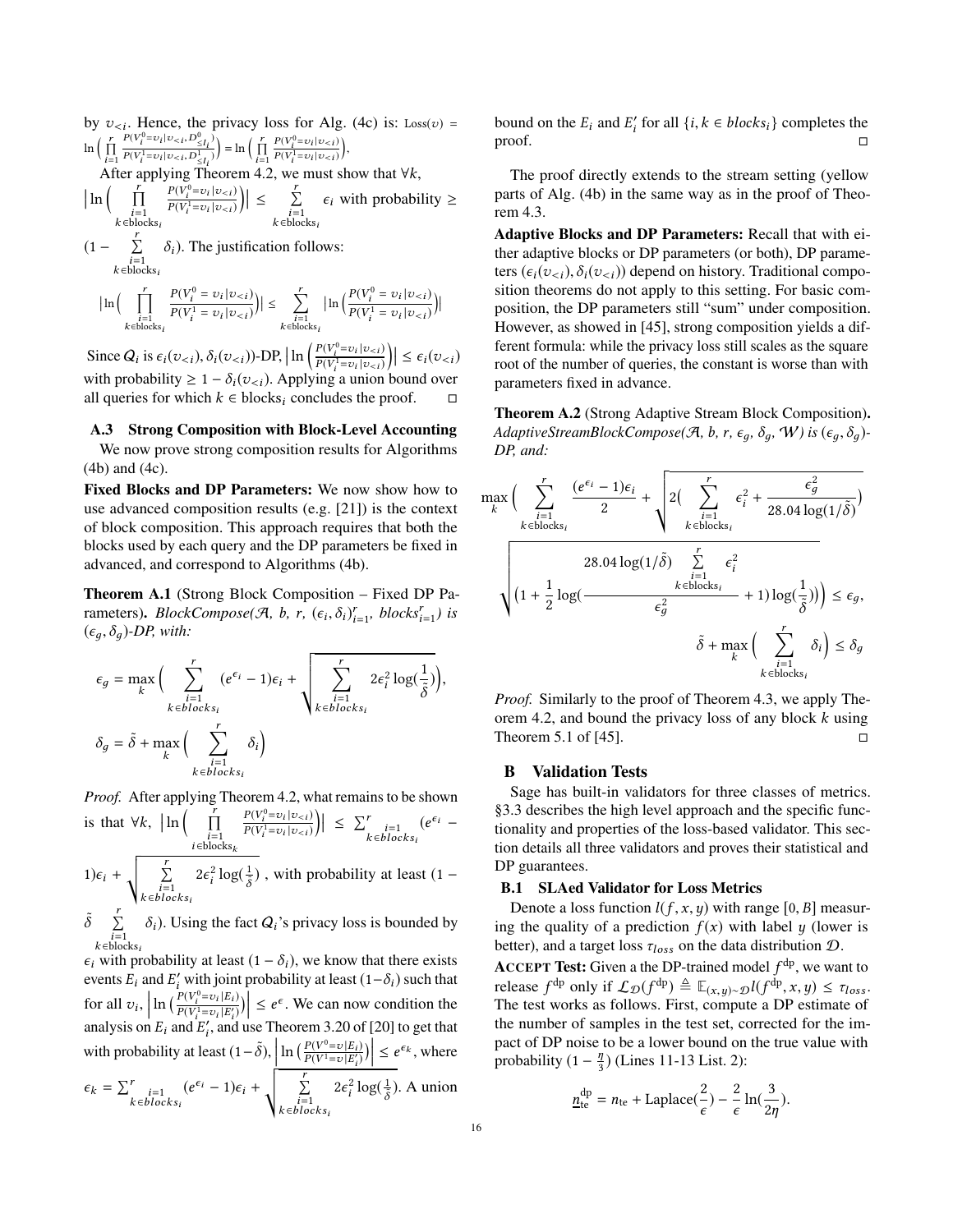by $v_{<i}$. Hence, the privacy loss for Alg. (4c) is: $\text{Loss}(v) = \ln\Big(\prod_{i=1}^{r} \frac{P(V_i^0=v_i|v_{<i}, D^0_{\leq l_i})}{P(V_i^1=v_i|v_{<i}, D^1_{\leq l_i})}\Big) = \ln\Big(\prod_{i=1}^{r} \frac{P(V_i^0=v_i|v_{<i})}{P(V_i^1=v_i|v_{<i})}\Big)$,

After applying Theorem 4.2, we must show that $\forall k$, $\Big|\ln\Big(\prod_{\substack{i=1 \\ k\in\text{blocks}_i}}^{r} \frac{P(V_i^0=v_i|v_{<i})}{P(V_i^1=v_i|v_{<i})}\Big)\Big| \leq \sum_{\substack{i=1 \\ k\in\text{blocks}_i}}^{r} \epsilon_i$ with probability $\geq (1 - \sum_{\substack{i=1 \\ k\in\text{blocks}_i}}^{r} \delta_i)$. The justification follows:

$$\Big|\ln\Big(\prod_{\substack{i=1 \\ k\in\text{blocks}_i}}^{r} \frac{P(V_i^0=v_i|v_{<i})}{P(V_i^1=v_i|v_{<i})}\Big)\Big| \leq \sum_{\substack{i=1 \\ k\in\text{blocks}_i}}^{r} \Big|\ln\Big(\frac{P(V_i^0=v_i|v_{<i})}{P(V_i^1=v_i|v_{<i})}\Big)\Big|$$

Since $Q_i$ is $\epsilon_i(v_{<i}), \delta_i(v_{<i})$)-DP, $\Big|\ln\Big(\frac{P(V_i^0=v_i|v_{<i})}{P(V_i^1=v_i|v_{<i})}\Big)\Big| \leq \epsilon_i(v_{<i})$ with probability $\geq 1 - \delta_i(v_{<i})$. Applying a union bound over all queries for which $k \in \text{blocks}_i$ concludes the proof. □

### A.3 Strong Composition with Block-Level Accounting

We now prove strong composition results for Algorithms (4b) and (4c).

**Fixed Blocks and DP Parameters:** We now show how to use advanced composition results (e.g. [21]) is the context of block composition. This approach requires that both the blocks used by each query and the DP parameters be fixed in advanced, and correspond to Algorithms (4b).

**Theorem A.1** (Strong Block Composition – Fixed DP Parameters). *BlockCompose($\mathcal{A}$, b, r, $(\epsilon_i, \delta_i)_{i=1}^r$, $blocks_{i=1}^r$) is $(\epsilon_g, \delta_g)$-DP, with:*

$$\epsilon_g = \max_k \Big(\sum_{\substack{i=1 \\ k\in blocks_i}}^{r} (e^{\epsilon_i} - 1)\epsilon_i + \sqrt{\sum_{\substack{i=1 \\ k\in blocks_i}}^{r} 2\epsilon_i^2 \log(\frac{1}{\tilde{\delta}})}\Big),$$

$$\delta_g = \tilde{\delta} + \max_k \Big(\sum_{\substack{i=1 \\ k\in blocks_i}}^{r} \delta_i\Big)$$

*Proof.* After applying Theorem 4.2, what remains to be shown is that $\forall k$, $\Big|\ln\Big(\prod_{\substack{i=1 \\ i\in\text{blocks}_k}}^{r} \frac{P(V_i^0=v_i|v_{<i})}{P(V_i^1=v_i|v_{<i})}\Big)\Big| \leq \sum_{\substack{i=1 \\ k\in blocks_i}}^{r} (e^{\epsilon_i} - 1)\epsilon_i + \sqrt{\sum_{\substack{i=1 \\ k\in blocks_i}}^{r} 2\epsilon_i^2 \log(\frac{1}{\tilde{\delta}})}$, with probability at least $(1 - \tilde{\delta} \sum_{\substack{i=1 \\ k\in\text{blocks}_i}}^{r} \delta_i)$. Using the fact $Q_i$'s privacy loss is bounded by $\epsilon_i$ with probability at least $(1 - \delta_i)$, we know that there exists events $E_i$ and $E_i'$ with joint probability at least $(1-\delta_i)$ such that for all $v_i$, $\Big|\ln\Big(\frac{P(V_i^0=v_i|E_i)}{P(V_i^1=v_i|E_i')}\Big)\Big| \leq e^{\epsilon}$. We can now condition the analysis on $E_i$ and $E_i'$, and use Theorem 3.20 of [20] to get that with probability at least $(1-\tilde{\delta})$, $\Big|\ln\Big(\frac{P(V^0=v|E_i)}{P(V^1=v|E_i')}\Big)\Big| \leq e^{\epsilon_k}$, where $\epsilon_k = \sum_{\substack{i=1 \\ k\in blocks_i}}^{r} (e^{\epsilon_i} - 1)\epsilon_i + \sqrt{\sum_{\substack{i=1 \\ k\in blocks_i}}^{r} 2\epsilon_i^2 \log(\frac{1}{\tilde{\delta}})}$. A union bound on the $E_i$ and $E_i'$ for all $\{i, k \in blocks_i\}$ completes the proof. □

The proof directly extends to the stream setting (yellow parts of Alg. (4b) in the same way as in the proof of Theorem 4.3.

**Adaptive Blocks and DP Parameters:** Recall that with either adaptive blocks or DP parameters (or both), DP parameters $(\epsilon_i(v_{<i}), \delta_i(v_{<i}))$ depend on history. Traditional composition theorems do not apply to this setting. For basic composition, the DP parameters still "sum" under composition. However, as showed in [45], strong composition yields a different formula: while the privacy loss still scales as the square root of the number of queries, the constant is worse than with parameters fixed in advance.

**Theorem A.2** (Strong Adaptive Stream Block Composition). *AdaptiveStreamBlockCompose($\mathcal{A}$, b, r, $\epsilon_g$, $\delta_g$, $\mathcal{W}$) is $(\epsilon_g, \delta_g)$-DP, and:*

$$\max_k \Big(\sum_{\substack{i=1 \\ k\in\text{blocks}_i}}^{r} \frac{(e^{\epsilon_i} - 1)\epsilon_i}{2} + \sqrt{2\Big(\sum_{\substack{i=1 \\ k\in\text{blocks}_i}}^{r} \epsilon_i^2 + \frac{\epsilon_g^2}{28.04\log(1/\tilde{\delta})}\Big)} \sqrt{\Big(1 + \frac{1}{2}\log\Big(\frac{28.04\log(1/\tilde{\delta}) \sum_{\substack{i=1 \\ k\in\text{blocks}_i}}^{r} \epsilon_i^2}{\epsilon_g^2} + 1\Big)\log\Big(\frac{1}{\tilde{\delta}}\Big)\Big)}\Big) \leq \epsilon_g,$$

$$\tilde{\delta} + \max_k \Big(\sum_{\substack{i=1 \\ k\in\text{blocks}_i}}^{r} \delta_i\Big) \leq \delta_g$$

*Proof.* Similarly to the proof of Theorem 4.3, we apply Theorem 4.2, and bound the privacy loss of any block $k$ using Theorem 5.1 of [45]. □

## B Validation Tests

Sage has built-in validators for three classes of metrics. §3.3 describes the high level approach and the specific functionality and properties of the loss-based validator. This section details all three validators and proves their statistical and DP guarantees.

### B.1 SLAed Validator for Loss Metrics

Denote a loss function $l(f, x, y)$ with range $[0, B]$ measuring the quality of a prediction $f(x)$ with label $y$ (lower is better), and a target loss $\tau_{loss}$ on the data distribution $\mathcal{D}$.

**Accept Test:** Given a the DP-trained model $f^{\text{dp}}$, we want to release $f^{\text{dp}}$ only if $\mathcal{L}_{\mathcal{D}}(f^{\text{dp}}) \triangleq \mathbb{E}_{(x,y)\sim\mathcal{D}} l(f^{\text{dp}}, x, y) \leq \tau_{loss}$. The test works as follows. First, compute a DP estimate of the number of samples in the test set, corrected for the impact of DP noise to be a lower bound on the true value with probability $(1 - \frac{\eta}{3})$ (Lines 11-13 List. 2):

$$\underline{n}_{\text{te}}^{\text{dp}} = n_{\text{te}} + \text{Laplace}(\frac{2}{\epsilon}) - \frac{2}{\epsilon}\ln(\frac{3}{2\eta}).$$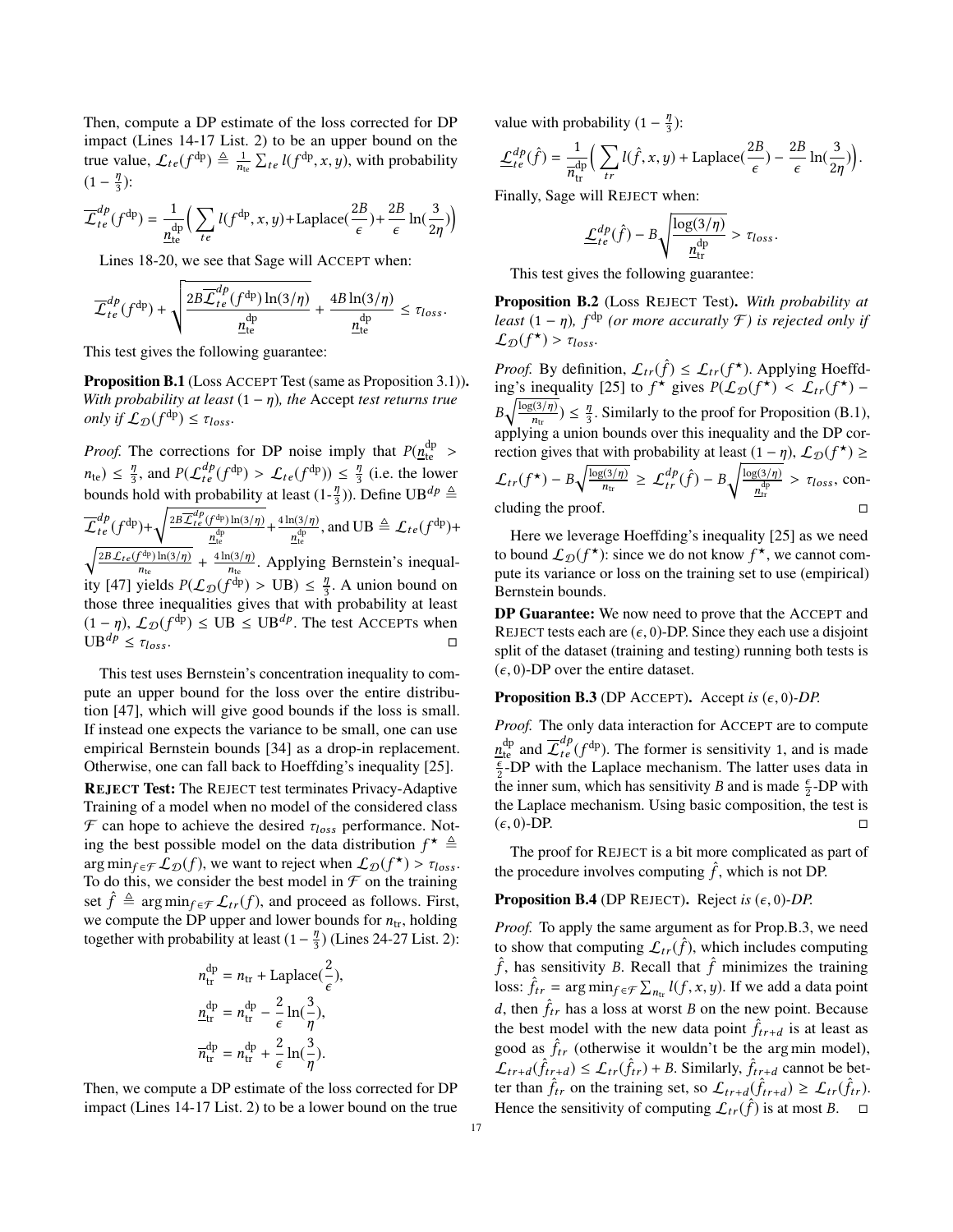Then, compute a DP estimate of the loss corrected for DP impact (Lines 14-17 List. 2) to be an upper bound on the true value, $\mathcal{L}_{te}(f^{\text{dp}}) \triangleq \frac{1}{n_{\text{te}}} \sum_{te} l(f^{\text{dp}}, x, y)$, with probability $(1 - \frac{\eta}{3})$:

$$\overline{\mathcal{L}}_{te}^{dp}(f^{\text{dp}}) = \frac{1}{\underline{n}_{\text{te}}^{\text{dp}}} \Big( \sum_{te} l(f^{\text{dp}}, x, y) + \text{Laplace}(\frac{2B}{\epsilon}) + \frac{2B}{\epsilon} \ln(\frac{3}{2\eta}) \Big)$$

Lines 18-20, we see that Sage will Accept when:

$$\overline{\mathcal{L}}_{te}^{dp}(f^{\text{dp}}) + \sqrt{\frac{2B\overline{\mathcal{L}}_{te}^{dp}(f^{\text{dp}}) \ln(3/\eta)}{\underline{n}_{\text{te}}^{\text{dp}}}} + \frac{4B\ln(3/\eta)}{\underline{n}_{\text{te}}^{\text{dp}}} \leq \tau_{loss}.$$

This test gives the following guarantee:

**Proposition B.1** (Loss Accept Test (same as Proposition 3.1)). *With probability at least* $(1 - \eta)$*, the* Accept *test returns true only if* $\mathcal{L}_{\mathcal{D}}(f^{\text{dp}}) \leq \tau_{loss}$.

*Proof.* The corrections for DP noise imply that $P(\underline{n}_{\text{te}}^{\text{dp}} > n_{\text{te}}) \leq \frac{\eta}{3}$, and $P(\mathcal{L}_{te}^{dp}(f^{\text{dp}}) > \mathcal{L}_{te}(f^{\text{dp}})) \leq \frac{\eta}{3}$ (i.e. the lower bounds hold with probability at least (1-$\frac{\eta}{3}$)). Define $\text{UB}^{dp} \triangleq \overline{\mathcal{L}}_{te}^{dp}(f^{\text{dp}}) + \sqrt{\frac{2B\overline{\mathcal{L}}_{te}^{dp}(f^{\text{dp}})\ln(3/\eta)}{\underline{n}_{\text{te}}^{\text{dp}}}} + \frac{4\ln(3/\eta)}{\underline{n}_{\text{te}}^{\text{dp}}}$, and $\text{UB} \triangleq \mathcal{L}_{te}(f^{\text{dp}}) + \sqrt{\frac{2B\mathcal{L}_{te}(f^{\text{dp}})\ln(3/\eta)}{n_{\text{te}}}} + \frac{4\ln(3/\eta)}{n_{\text{te}}}$. Applying Bernstein's inequality [47] yields $P(\mathcal{L}_{\mathcal{D}}(f^{\text{dp}}) > \text{UB}) \leq \frac{\eta}{3}$. A union bound on those three inequalities gives that with probability at least $(1 - \eta)$, $\mathcal{L}_{\mathcal{D}}(f^{\text{dp}}) \leq \text{UB} \leq \text{UB}^{dp}$. The test Accepts when $\text{UB}^{dp} \leq \tau_{loss}$. □

This test uses Bernstein's concentration inequality to compute an upper bound for the loss over the entire distribution [47], which will give good bounds if the loss is small. If instead one expects the variance to be small, one can use empirical Bernstein bounds [34] as a drop-in replacement. Otherwise, one can fall back to Hoeffding's inequality [25].

**Reject Test:** The Reject test terminates Privacy-Adaptive Training of a model when no model of the considered class $\mathcal{F}$ can hope to achieve the desired $\tau_{loss}$ performance. Noting the best possible model on the data distribution $f^{\star} \triangleq \arg\min_{f \in \mathcal{F}} \mathcal{L}_{\mathcal{D}}(f)$, we want to reject when $\mathcal{L}_{\mathcal{D}}(f^{\star}) > \tau_{loss}$. To do this, we consider the best model in $\mathcal{F}$ on the training set $\hat{f} \triangleq \arg\min_{f \in \mathcal{F}} \mathcal{L}_{tr}(f)$, and proceed as follows. First, we compute the DP upper and lower bounds for $n_{\text{tr}}$, holding together with probability at least $(1 - \frac{\eta}{3})$ (Lines 24-27 List. 2):

$$n_{\text{tr}}^{\text{dp}} = n_{\text{tr}} + \text{Laplace}(\frac{2}{\epsilon}),$$
$$\underline{n}_{\text{tr}}^{\text{dp}} = n_{\text{tr}}^{\text{dp}} - \frac{2}{\epsilon} \ln(\frac{3}{\eta}),$$
$$\overline{n}_{\text{tr}}^{\text{dp}} = n_{\text{tr}}^{\text{dp}} + \frac{2}{\epsilon} \ln(\frac{3}{\eta}).$$

Then, we compute a DP estimate of the loss corrected for DP impact (Lines 14-17 List. 2) to be a lower bound on the true value with probability $(1 - \frac{\eta}{3})$:

$$\underline{\mathcal{L}}_{te}^{dp}(\hat{f}) = \frac{1}{\overline{n}_{\text{tr}}^{\text{dp}}} \Big( \sum_{tr} l(\hat{f}, x, y) + \text{Laplace}(\frac{2B}{\epsilon}) - \frac{2B}{\epsilon} \ln(\frac{3}{2\eta}) \Big).$$

Finally, Sage will Reject when:

$$\underline{\mathcal{L}}_{te}^{dp}(\hat{f}) - B\sqrt{\frac{\log(3/\eta)}{\underline{n}_{\text{tr}}^{\text{dp}}}} > \tau_{loss}.$$

This test gives the following guarantee:

**Proposition B.2** (Loss Reject Test). *With probability at least* $(1 - \eta)$*,* $f^{\text{dp}}$ *(or more accuratly* $\mathcal{F}$*) is rejected only if* $\mathcal{L}_{\mathcal{D}}(f^{\star}) > \tau_{loss}$.

*Proof.* By definition, $\mathcal{L}_{tr}(\hat{f}) \leq \mathcal{L}_{tr}(f^{\star})$. Applying Hoeffding's inequality [25] to $f^{\star}$ gives $P(\mathcal{L}_{\mathcal{D}}(f^{\star}) < \mathcal{L}_{tr}(f^{\star}) - B\sqrt{\frac{\log(3/\eta)}{n_{\text{tr}}}}) \leq \frac{\eta}{3}$. Similarly to the proof for Proposition (B.1), applying a union bounds over this inequality and the DP correction gives that with probability at least $(1 - \eta)$, $\mathcal{L}_{\mathcal{D}}(f^{\star}) \geq \mathcal{L}_{tr}(f^{\star}) - B\sqrt{\frac{\log(3/\eta)}{n_{\text{tr}}}} \geq \mathcal{L}_{tr}^{dp}(\hat{f}) - B\sqrt{\frac{\log(3/\eta)}{\underline{n}_{\text{tr}}^{\text{dp}}}} > \tau_{loss}$, concluding the proof. □

Here we leverage Hoeffding's inequality [25] as we need to bound $\mathcal{L}_{\mathcal{D}}(f^{\star})$: since we do not know $f^{\star}$, we cannot compute its variance or loss on the training set to use (empirical) Bernstein bounds.

**DP Guarantee:** We now need to prove that the Accept and Reject tests each are $(\epsilon, 0)$-DP. Since they each use a disjoint split of the dataset (training and testing) running both tests is $(\epsilon, 0)$-DP over the entire dataset.

**Proposition B.3** (DP Accept). Accept *is* $(\epsilon, 0)$*-DP.*

*Proof.* The only data interaction for Accept are to compute $\underline{n}_{\text{te}}^{\text{dp}}$ and $\overline{\mathcal{L}}_{te}^{dp}(f^{\text{dp}})$. The former is sensitivity 1, and is made $\frac{\epsilon}{2}$-DP with the Laplace mechanism. The latter uses data in the inner sum, which has sensitivity $B$ and is made $\frac{\epsilon}{2}$-DP with the Laplace mechanism. Using basic composition, the test is $(\epsilon, 0)$-DP. □

The proof for Reject is a bit more complicated as part of the procedure involves computing $\hat{f}$, which is not DP.

**Proposition B.4** (DP Reject). Reject *is* $(\epsilon, 0)$*-DP.*

*Proof.* To apply the same argument as for Prop.B.3, we need to show that computing $\mathcal{L}_{tr}(\hat{f})$, which includes computing $\hat{f}$, has sensitivity $B$. Recall that $\hat{f}$ minimizes the training loss: $\hat{f}_{tr} = \arg\min_{f \in \mathcal{F}} \sum_{n_{\text{tr}}} l(f, x, y)$. If we add a data point $d$, then $\hat{f}_{tr}$ has a loss at worst $B$ on the new point. Because the best model with the new data point $\hat{f}_{tr+d}$ is at least as good as $\hat{f}_{tr}$ (otherwise it wouldn't be the arg min model), $\mathcal{L}_{tr+d}(\hat{f}_{tr+d}) \leq \mathcal{L}_{tr}(\hat{f}_{tr}) + B$. Similarly, $\hat{f}_{tr+d}$ cannot be better than $\hat{f}_{tr}$ on the training set, so $\mathcal{L}_{tr+d}(\hat{f}_{tr+d}) \geq \mathcal{L}_{tr}(\hat{f}_{tr})$. Hence the sensitivity of computing $\mathcal{L}_{tr}(\hat{f})$ is at most $B$. □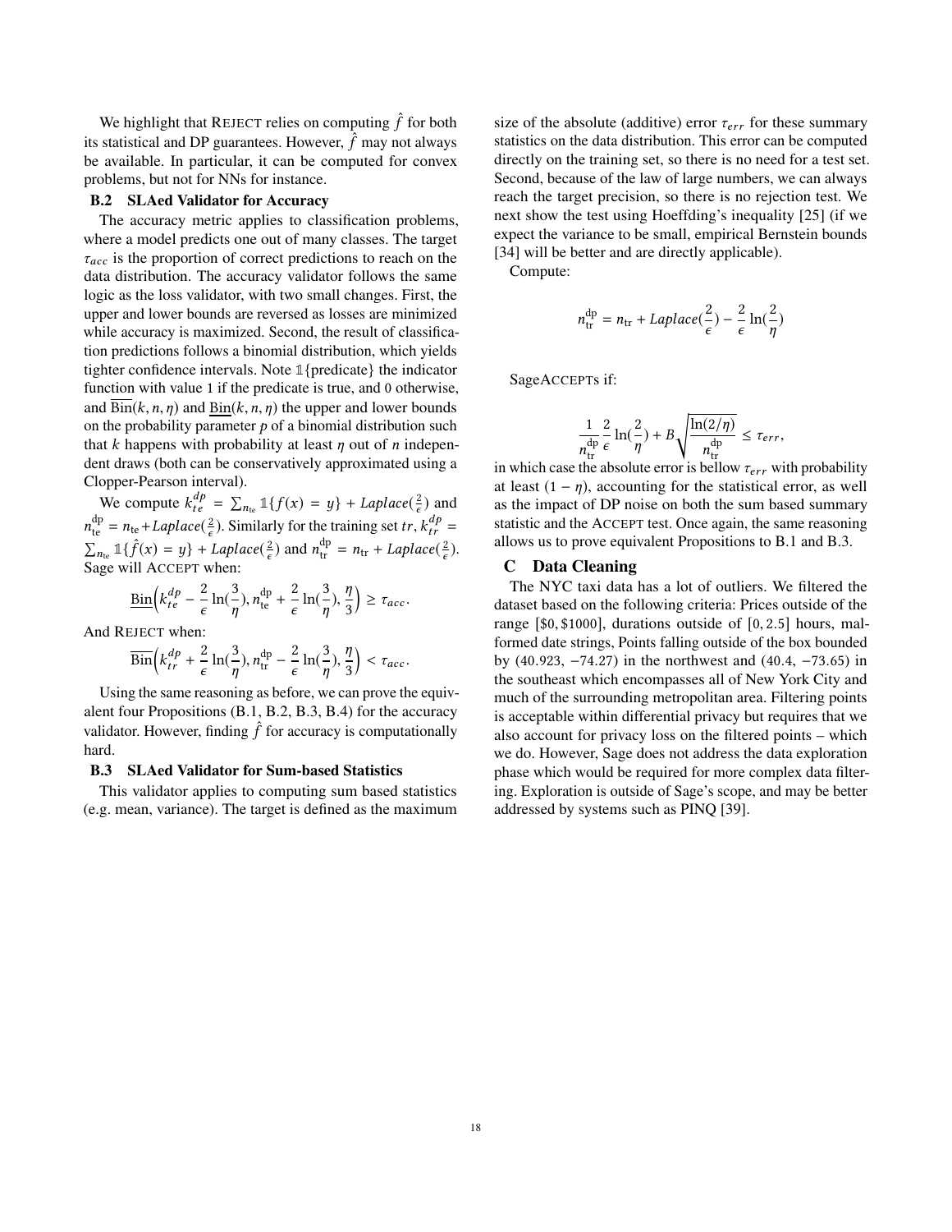We highlight that Reject relies on computing $\hat{f}$ for both its statistical and DP guarantees. However, $\hat{f}$ may not always be available. In particular, it can be computed for convex problems, but not for NNs for instance.

### B.2 SLAed Validator for Accuracy

The accuracy metric applies to classification problems, where a model predicts one out of many classes. The target $\tau_{acc}$ is the proportion of correct predictions to reach on the data distribution. The accuracy validator follows the same logic as the loss validator, with two small changes. First, the upper and lower bounds are reversed as losses are minimized while accuracy is maximized. Second, the result of classification predictions follows a binomial distribution, which yields tighter confidence intervals. Note $\mathbb{1}\{\text{predicate}\}$ the indicator function with value 1 if the predicate is true, and 0 otherwise, and $\overline{\text{Bin}}(k, n, \eta)$ and $\underline{\text{Bin}}(k, n, \eta)$ the upper and lower bounds on the probability parameter $p$ of a binomial distribution such that $k$ happens with probability at least $\eta$ out of $n$ independent draws (both can be conservatively approximated using a Clopper-Pearson interval).

We compute $k_{te}^{dp} = \sum_{n_{\text{te}}} \mathbb{1}\{f(x) = y\} + Laplace(\frac{2}{\epsilon})$ and $n_{\text{te}}^{\text{dp}} = n_{\text{te}} + Laplace(\frac{2}{\epsilon})$. Similarly for the training set $tr$, $k_{tr}^{dp} = \sum_{n_{\text{te}}} \mathbb{1}\{\hat{f}(x) = y\} + Laplace(\frac{2}{\epsilon})$ and $n_{\text{tr}}^{\text{dp}} = n_{\text{tr}} + Laplace(\frac{2}{\epsilon})$. Sage will Accept when:

$$\underline{\text{Bin}}\Big(k_{te}^{dp} - \frac{2}{\epsilon}\ln(\frac{3}{\eta}), n_{\text{te}}^{\text{dp}} + \frac{2}{\epsilon}\ln(\frac{3}{\eta}), \frac{\eta}{3}\Big) \geq \tau_{acc}.$$

And Reject when:

$$\overline{\text{Bin}}\Big(k_{tr}^{dp} + \frac{2}{\epsilon}\ln(\frac{3}{\eta}), n_{\text{tr}}^{\text{dp}} - \frac{2}{\epsilon}\ln(\frac{3}{\eta}), \frac{\eta}{3}\Big) < \tau_{acc}.$$

Using the same reasoning as before, we can prove the equivalent four Propositions (B.1, B.2, B.3, B.4) for the accuracy validator. However, finding $\hat{f}$ for accuracy is computationally hard.

### B.3 SLAed Validator for Sum-based Statistics

This validator applies to computing sum based statistics (e.g. mean, variance). The target is defined as the maximum size of the absolute (additive) error $\tau_{err}$ for these summary statistics on the data distribution. This error can be computed directly on the training set, so there is no need for a test set. Second, because of the law of large numbers, we can always reach the target precision, so there is no rejection test. We next show the test using Hoeffding's inequality [25] (if we expect the variance to be small, empirical Bernstein bounds [34] will be better and are directly applicable).

Compute:

$$n_{\text{tr}}^{\text{dp}} = n_{\text{tr}} + Laplace(\frac{2}{\epsilon}) - \frac{2}{\epsilon}\ln(\frac{2}{\eta})$$

SageAccepts if:

$$\frac{1}{n_{\text{tr}}^{\text{dp}}}\frac{2}{\epsilon}\ln(\frac{2}{\eta}) + B\sqrt{\frac{\ln(2/\eta)}{n_{\text{tr}}^{\text{dp}}}} \leq \tau_{err},$$

in which case the absolute error is bellow $\tau_{err}$ with probability at least $(1 - \eta)$, accounting for the statistical error, as well as the impact of DP noise on both the sum based summary statistic and the Accept test. Once again, the same reasoning allows us to prove equivalent Propositions to B.1 and B.3.

## C Data Cleaning

The NYC taxi data has a lot of outliers. We filtered the dataset based on the following criteria: Prices outside of the range [\$0, \$1000], durations outside of [0, 2.5] hours, malformed date strings, Points falling outside of the box bounded by (40.923, −74.27) in the northwest and (40.4, −73.65) in the southeast which encompasses all of New York City and much of the surrounding metropolitan area. Filtering points is acceptable within differential privacy but requires that we also account for privacy loss on the filtered points – which we do. However, Sage does not address the data exploration phase which would be required for more complex data filtering. Exploration is outside of Sage's scope, and may be better addressed by systems such as PINQ [39].